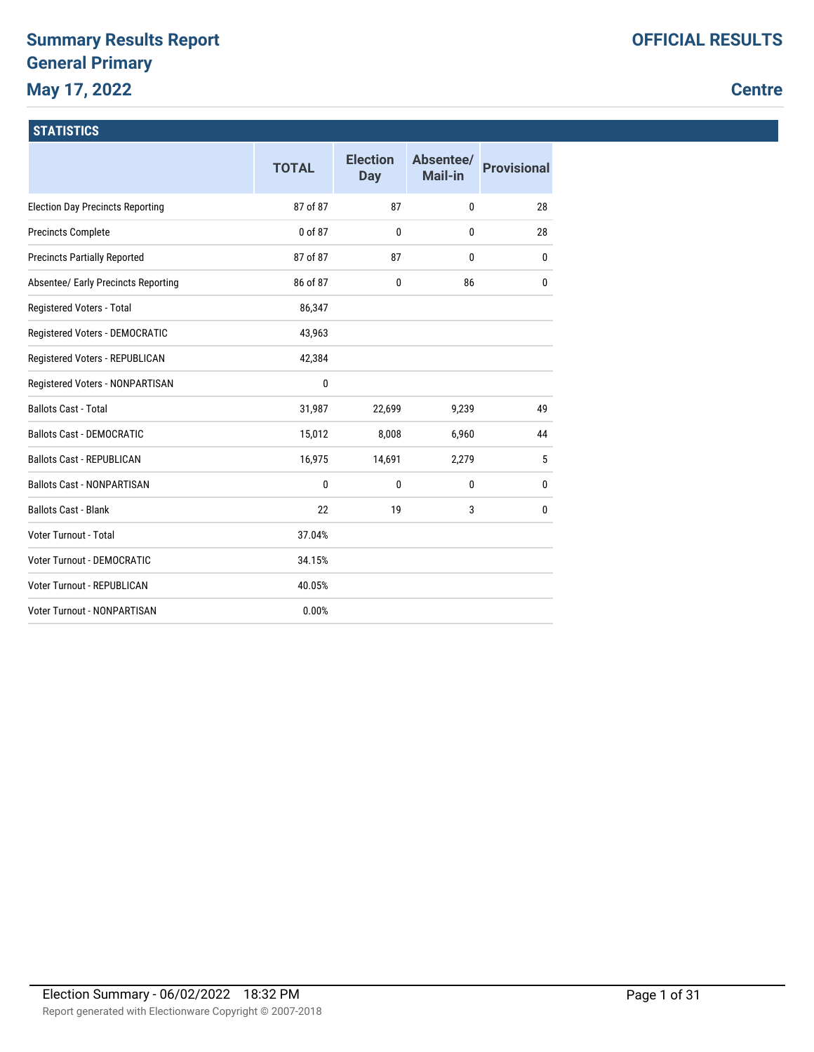# Summary Results Report

## General Primary

## May 17, 2022

**OFFICIAL RESULTS**

**Centre**

### STATISTICS

| | TOTAL | Election Day | Absentee/ Mail-in | Provisional |
|---|---|---|---|---|
| Election Day Precincts Reporting | 87 of 87 | 87 | 0 | 28 |
| Precincts Complete | 0 of 87 | 0 | 0 | 28 |
| Precincts Partially Reported | 87 of 87 | 87 | 0 | 0 |
| Absentee/ Early Precincts Reporting | 86 of 87 | 0 | 86 | 0 |
| Registered Voters - Total | 86,347 | | | |
| Registered Voters - DEMOCRATIC | 43,963 | | | |
| Registered Voters - REPUBLICAN | 42,384 | | | |
| Registered Voters - NONPARTISAN | 0 | | | |
| Ballots Cast - Total | 31,987 | 22,699 | 9,239 | 49 |
| Ballots Cast - DEMOCRATIC | 15,012 | 8,008 | 6,960 | 44 |
| Ballots Cast - REPUBLICAN | 16,975 | 14,691 | 2,279 | 5 |
| Ballots Cast - NONPARTISAN | 0 | 0 | 0 | 0 |
| Ballots Cast - Blank | 22 | 19 | 3 | 0 |
| Voter Turnout - Total | 37.04% | | | |
| Voter Turnout - DEMOCRATIC | 34.15% | | | |
| Voter Turnout - REPUBLICAN | 40.05% | | | |
| Voter Turnout - NONPARTISAN | 0.00% | | | |

Election Summary - 06/02/2022 18:32 PM

Report generated with Electionware Copyright © 2007-2018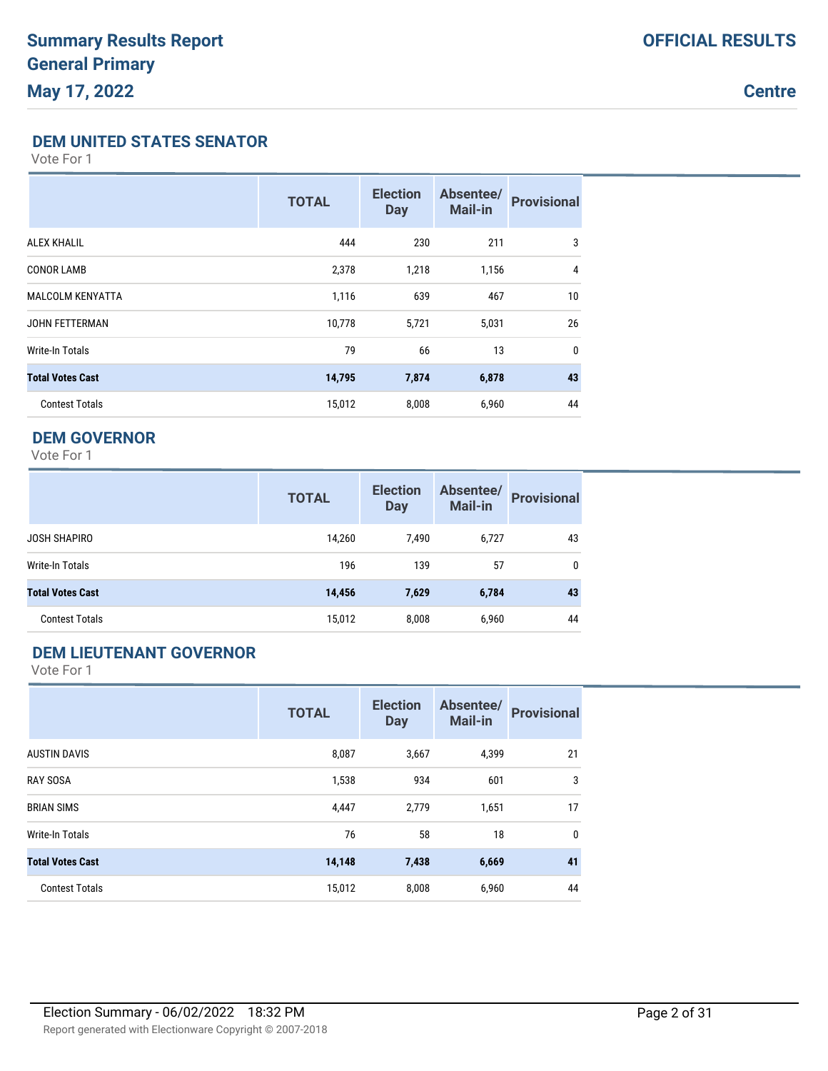# Summary Results Report

# General Primary

# May 17, 2022

**OFFICIAL RESULTS**

**Centre**

## DEM UNITED STATES SENATOR

Vote For 1

| | TOTAL | Election Day | Absentee/ Mail-in | Provisional |
|---|---|---|---|---|
| ALEX KHALIL | 444 | 230 | 211 | 3 |
| CONOR LAMB | 2,378 | 1,218 | 1,156 | 4 |
| MALCOLM KENYATTA | 1,116 | 639 | 467 | 10 |
| JOHN FETTERMAN | 10,778 | 5,721 | 5,031 | 26 |
| Write-In Totals | 79 | 66 | 13 | 0 |
| **Total Votes Cast** | **14,795** | **7,874** | **6,878** | **43** |
| Contest Totals | 15,012 | 8,008 | 6,960 | 44 |

## DEM GOVERNOR

Vote For 1

| | TOTAL | Election Day | Absentee/ Mail-in | Provisional |
|---|---|---|---|---|
| JOSH SHAPIRO | 14,260 | 7,490 | 6,727 | 43 |
| Write-In Totals | 196 | 139 | 57 | 0 |
| **Total Votes Cast** | **14,456** | **7,629** | **6,784** | **43** |
| Contest Totals | 15,012 | 8,008 | 6,960 | 44 |

## DEM LIEUTENANT GOVERNOR

Vote For 1

| | TOTAL | Election Day | Absentee/ Mail-in | Provisional |
|---|---|---|---|---|
| AUSTIN DAVIS | 8,087 | 3,667 | 4,399 | 21 |
| RAY SOSA | 1,538 | 934 | 601 | 3 |
| BRIAN SIMS | 4,447 | 2,779 | 1,651 | 17 |
| Write-In Totals | 76 | 58 | 18 | 0 |
| **Total Votes Cast** | **14,148** | **7,438** | **6,669** | **41** |
| Contest Totals | 15,012 | 8,008 | 6,960 | 44 |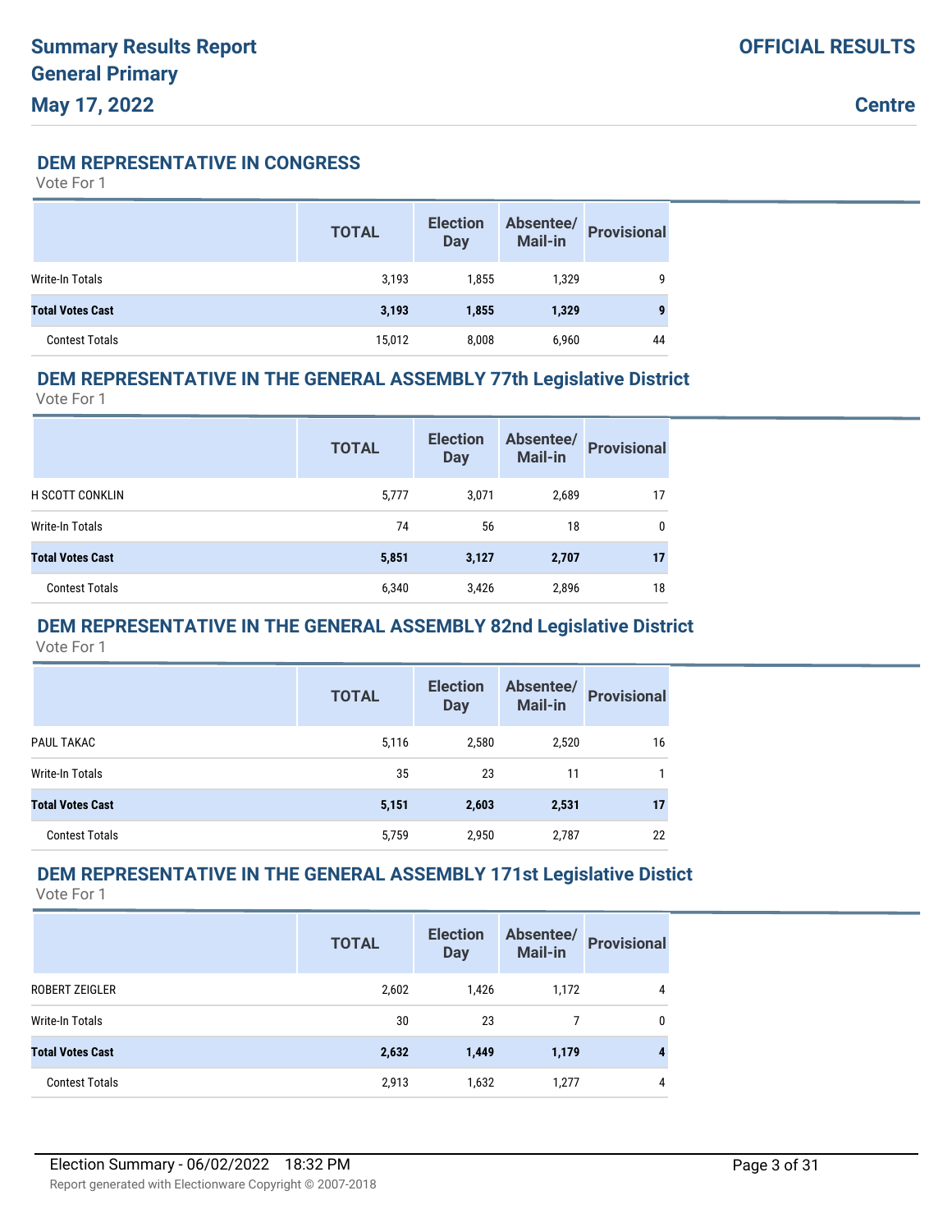# Summary Results Report
# General Primary
# May 17, 2022

**OFFICIAL RESULTS**

**Centre**

## DEM REPRESENTATIVE IN CONGRESS

Vote For 1

| | TOTAL | Election Day | Absentee/ Mail-in | Provisional |
|---|---|---|---|---|
| Write-In Totals | 3,193 | 1,855 | 1,329 | 9 |
| **Total Votes Cast** | **3,193** | **1,855** | **1,329** | **9** |
| Contest Totals | 15,012 | 8,008 | 6,960 | 44 |

## DEM REPRESENTATIVE IN THE GENERAL ASSEMBLY 77th Legislative District

Vote For 1

| | TOTAL | Election Day | Absentee/ Mail-in | Provisional |
|---|---|---|---|---|
| H SCOTT CONKLIN | 5,777 | 3,071 | 2,689 | 17 |
| Write-In Totals | 74 | 56 | 18 | 0 |
| **Total Votes Cast** | **5,851** | **3,127** | **2,707** | **17** |
| Contest Totals | 6,340 | 3,426 | 2,896 | 18 |

## DEM REPRESENTATIVE IN THE GENERAL ASSEMBLY 82nd Legislative District

Vote For 1

| | TOTAL | Election Day | Absentee/ Mail-in | Provisional |
|---|---|---|---|---|
| PAUL TAKAC | 5,116 | 2,580 | 2,520 | 16 |
| Write-In Totals | 35 | 23 | 11 | 1 |
| **Total Votes Cast** | **5,151** | **2,603** | **2,531** | **17** |
| Contest Totals | 5,759 | 2,950 | 2,787 | 22 |

## DEM REPRESENTATIVE IN THE GENERAL ASSEMBLY 171st Legislative Distict

Vote For 1

| | TOTAL | Election Day | Absentee/ Mail-in | Provisional |
|---|---|---|---|---|
| ROBERT ZEIGLER | 2,602 | 1,426 | 1,172 | 4 |
| Write-In Totals | 30 | 23 | 7 | 0 |
| **Total Votes Cast** | **2,632** | **1,449** | **1,179** | **4** |
| Contest Totals | 2,913 | 1,632 | 1,277 | 4 |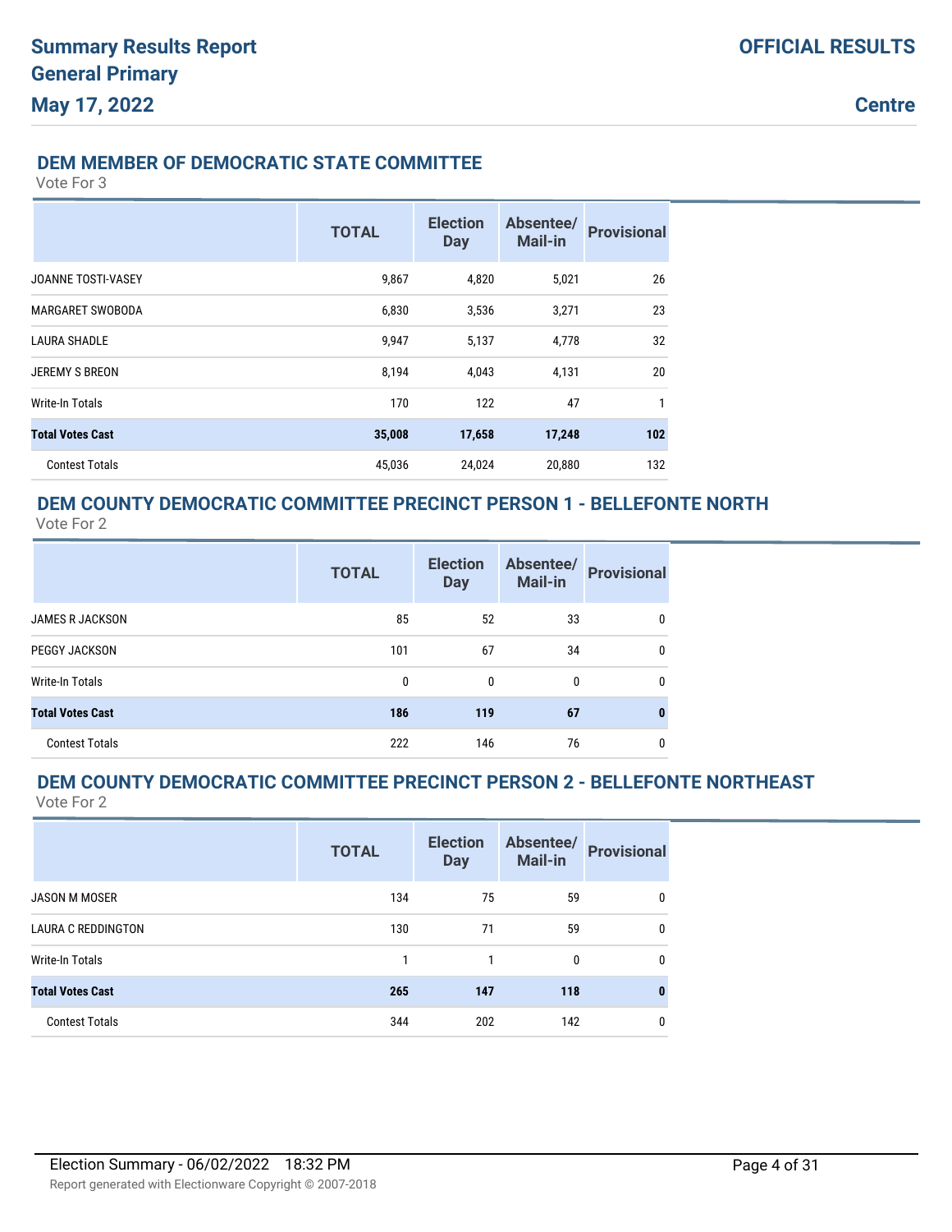## DEM MEMBER OF DEMOCRATIC STATE COMMITTEE

Vote For 3

| | TOTAL | Election Day | Absentee/ Mail-in | Provisional |
|---|---|---|---|---|
| JOANNE TOSTI-VASEY | 9,867 | 4,820 | 5,021 | 26 |
| MARGARET SWOBODA | 6,830 | 3,536 | 3,271 | 23 |
| LAURA SHADLE | 9,947 | 5,137 | 4,778 | 32 |
| JEREMY S BREON | 8,194 | 4,043 | 4,131 | 20 |
| Write-In Totals | 170 | 122 | 47 | 1 |
| **Total Votes Cast** | **35,008** | **17,658** | **17,248** | **102** |
| Contest Totals | 45,036 | 24,024 | 20,880 | 132 |

## DEM COUNTY DEMOCRATIC COMMITTEE PRECINCT PERSON 1 - BELLEFONTE NORTH

Vote For 2

| | TOTAL | Election Day | Absentee/ Mail-in | Provisional |
|---|---|---|---|---|
| JAMES R JACKSON | 85 | 52 | 33 | 0 |
| PEGGY JACKSON | 101 | 67 | 34 | 0 |
| Write-In Totals | 0 | 0 | 0 | 0 |
| **Total Votes Cast** | **186** | **119** | **67** | **0** |
| Contest Totals | 222 | 146 | 76 | 0 |

## DEM COUNTY DEMOCRATIC COMMITTEE PRECINCT PERSON 2 - BELLEFONTE NORTHEAST

Vote For 2

| | TOTAL | Election Day | Absentee/ Mail-in | Provisional |
|---|---|---|---|---|
| JASON M MOSER | 134 | 75 | 59 | 0 |
| LAURA C REDDINGTON | 130 | 71 | 59 | 0 |
| Write-In Totals | 1 | 1 | 0 | 0 |
| **Total Votes Cast** | **265** | **147** | **118** | **0** |
| Contest Totals | 344 | 202 | 142 | 0 |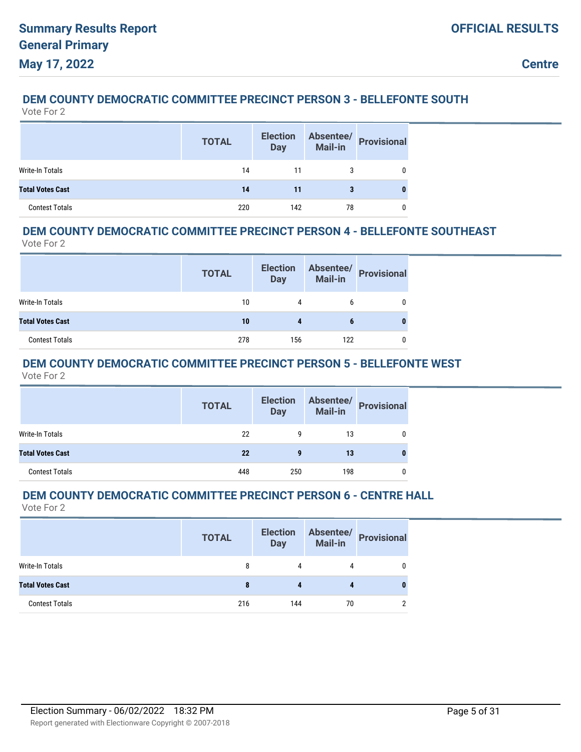## DEM COUNTY DEMOCRATIC COMMITTEE PRECINCT PERSON 3 - BELLEFONTE SOUTH

Vote For 2

| | TOTAL | Election Day | Absentee/ Mail-in | Provisional |
|---|---|---|---|---|
| Write-In Totals | 14 | 11 | 3 | 0 |
| **Total Votes Cast** | **14** | **11** | **3** | **0** |
| Contest Totals | 220 | 142 | 78 | 0 |

## DEM COUNTY DEMOCRATIC COMMITTEE PRECINCT PERSON 4 - BELLEFONTE SOUTHEAST

Vote For 2

| | TOTAL | Election Day | Absentee/ Mail-in | Provisional |
|---|---|---|---|---|
| Write-In Totals | 10 | 4 | 6 | 0 |
| **Total Votes Cast** | **10** | **4** | **6** | **0** |
| Contest Totals | 278 | 156 | 122 | 0 |

## DEM COUNTY DEMOCRATIC COMMITTEE PRECINCT PERSON 5 - BELLEFONTE WEST

Vote For 2

| | TOTAL | Election Day | Absentee/ Mail-in | Provisional |
|---|---|---|---|---|
| Write-In Totals | 22 | 9 | 13 | 0 |
| **Total Votes Cast** | **22** | **9** | **13** | **0** |
| Contest Totals | 448 | 250 | 198 | 0 |

## DEM COUNTY DEMOCRATIC COMMITTEE PRECINCT PERSON 6 - CENTRE HALL

Vote For 2

| | TOTAL | Election Day | Absentee/ Mail-in | Provisional |
|---|---|---|---|---|
| Write-In Totals | 8 | 4 | 4 | 0 |
| **Total Votes Cast** | **8** | **4** | **4** | **0** |
| Contest Totals | 216 | 144 | 70 | 2 |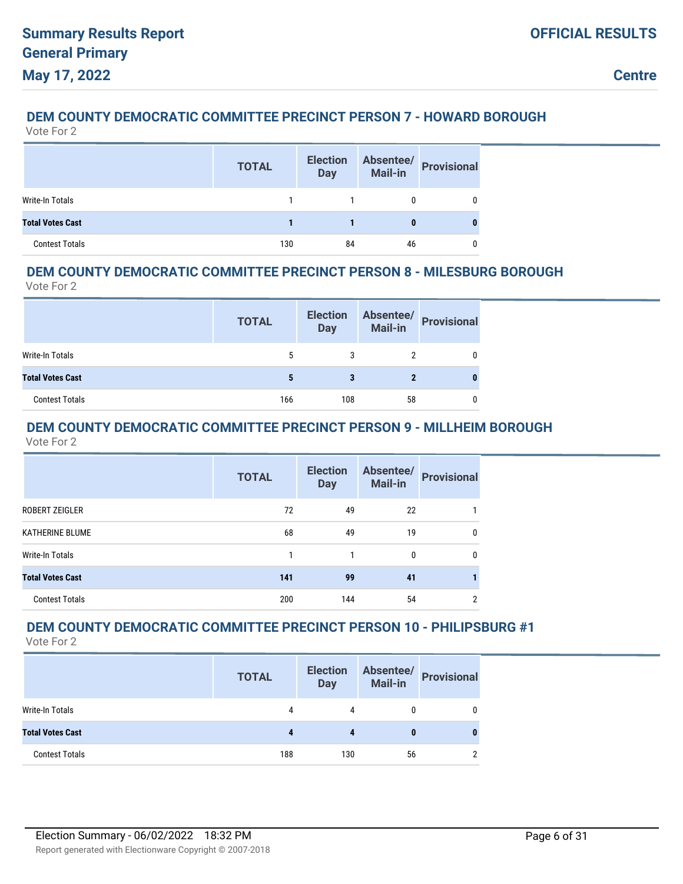## DEM COUNTY DEMOCRATIC COMMITTEE PRECINCT PERSON 7 - HOWARD BOROUGH

Vote For 2

| | TOTAL | Election Day | Absentee/ Mail-in | Provisional |
|---|---|---|---|---|
| Write-In Totals | 1 | 1 | 0 | 0 |
| **Total Votes Cast** | **1** | **1** | **0** | **0** |
| Contest Totals | 130 | 84 | 46 | 0 |

## DEM COUNTY DEMOCRATIC COMMITTEE PRECINCT PERSON 8 - MILESBURG BOROUGH

Vote For 2

| | TOTAL | Election Day | Absentee/ Mail-in | Provisional |
|---|---|---|---|---|
| Write-In Totals | 5 | 3 | 2 | 0 |
| **Total Votes Cast** | **5** | **3** | **2** | **0** |
| Contest Totals | 166 | 108 | 58 | 0 |

## DEM COUNTY DEMOCRATIC COMMITTEE PRECINCT PERSON 9 - MILLHEIM BOROUGH

Vote For 2

| | TOTAL | Election Day | Absentee/ Mail-in | Provisional |
|---|---|---|---|---|
| ROBERT ZEIGLER | 72 | 49 | 22 | 1 |
| KATHERINE BLUME | 68 | 49 | 19 | 0 |
| Write-In Totals | 1 | 1 | 0 | 0 |
| **Total Votes Cast** | **141** | **99** | **41** | **1** |
| Contest Totals | 200 | 144 | 54 | 2 |

## DEM COUNTY DEMOCRATIC COMMITTEE PRECINCT PERSON 10 - PHILIPSBURG #1

Vote For 2

| | TOTAL | Election Day | Absentee/ Mail-in | Provisional |
|---|---|---|---|---|
| Write-In Totals | 4 | 4 | 0 | 0 |
| **Total Votes Cast** | **4** | **4** | **0** | **0** |
| Contest Totals | 188 | 130 | 56 | 2 |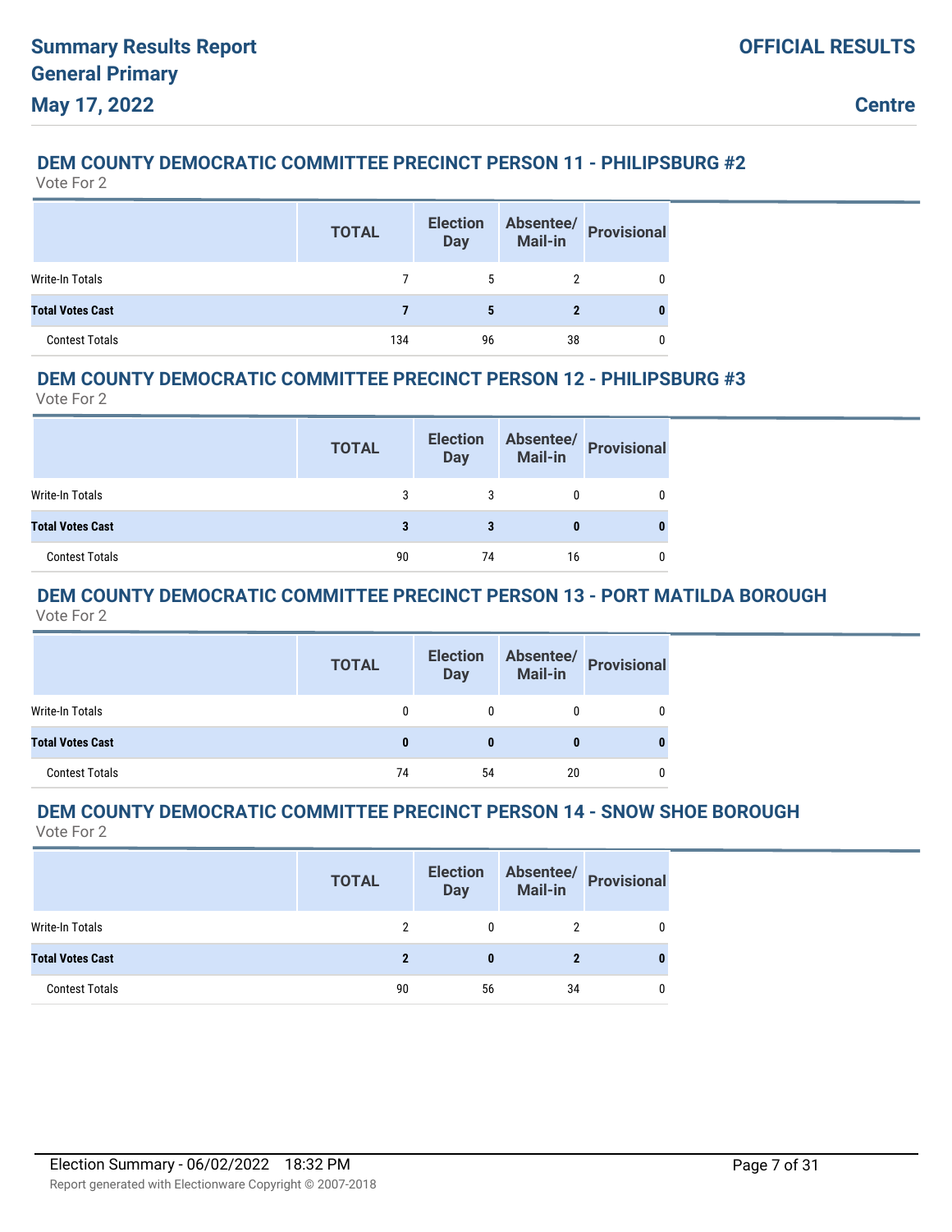### DEM COUNTY DEMOCRATIC COMMITTEE PRECINCT PERSON 11 - PHILIPSBURG #2

Vote For 2

| | TOTAL | Election Day | Absentee/ Mail-in | Provisional |
|---|---|---|---|---|
| Write-In Totals | 7 | 5 | 2 | 0 |
| **Total Votes Cast** | **7** | **5** | **2** | **0** |
| Contest Totals | 134 | 96 | 38 | 0 |

### DEM COUNTY DEMOCRATIC COMMITTEE PRECINCT PERSON 12 - PHILIPSBURG #3

Vote For 2

| | TOTAL | Election Day | Absentee/ Mail-in | Provisional |
|---|---|---|---|---|
| Write-In Totals | 3 | 3 | 0 | 0 |
| **Total Votes Cast** | **3** | **3** | **0** | **0** |
| Contest Totals | 90 | 74 | 16 | 0 |

### DEM COUNTY DEMOCRATIC COMMITTEE PRECINCT PERSON 13 - PORT MATILDA BOROUGH

Vote For 2

| | TOTAL | Election Day | Absentee/ Mail-in | Provisional |
|---|---|---|---|---|
| Write-In Totals | 0 | 0 | 0 | 0 |
| **Total Votes Cast** | **0** | **0** | **0** | **0** |
| Contest Totals | 74 | 54 | 20 | 0 |

### DEM COUNTY DEMOCRATIC COMMITTEE PRECINCT PERSON 14 - SNOW SHOE BOROUGH

Vote For 2

| | TOTAL | Election Day | Absentee/ Mail-in | Provisional |
|---|---|---|---|---|
| Write-In Totals | 2 | 0 | 2 | 0 |
| **Total Votes Cast** | **2** | **0** | **2** | **0** |
| Contest Totals | 90 | 56 | 34 | 0 |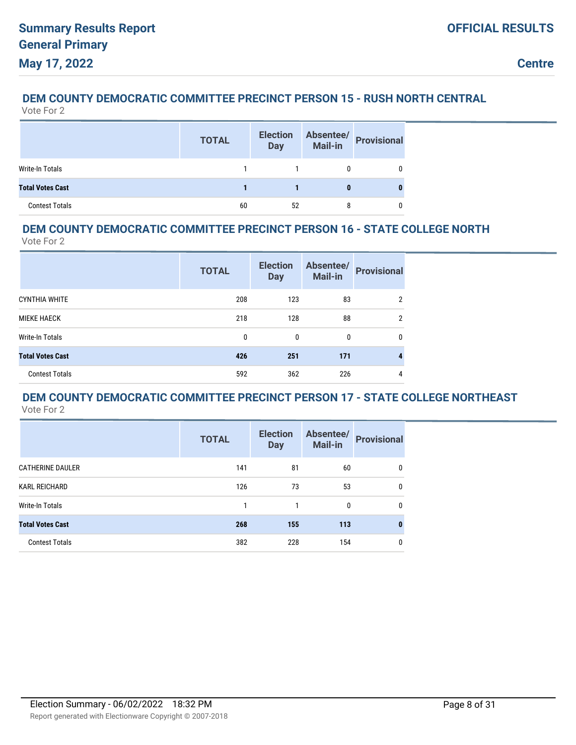### DEM COUNTY DEMOCRATIC COMMITTEE PRECINCT PERSON 15 - RUSH NORTH CENTRAL

Vote For 2

| | TOTAL | Election Day | Absentee/ Mail-in | Provisional |
|---|---|---|---|---|
| Write-In Totals | 1 | 1 | 0 | 0 |
| **Total Votes Cast** | **1** | **1** | **0** | **0** |
| Contest Totals | 60 | 52 | 8 | 0 |

### DEM COUNTY DEMOCRATIC COMMITTEE PRECINCT PERSON 16 - STATE COLLEGE NORTH

Vote For 2

| | TOTAL | Election Day | Absentee/ Mail-in | Provisional |
|---|---|---|---|---|
| CYNTHIA WHITE | 208 | 123 | 83 | 2 |
| MIEKE HAECK | 218 | 128 | 88 | 2 |
| Write-In Totals | 0 | 0 | 0 | 0 |
| **Total Votes Cast** | **426** | **251** | **171** | **4** |
| Contest Totals | 592 | 362 | 226 | 4 |

### DEM COUNTY DEMOCRATIC COMMITTEE PRECINCT PERSON 17 - STATE COLLEGE NORTHEAST

Vote For 2

| | TOTAL | Election Day | Absentee/ Mail-in | Provisional |
|---|---|---|---|---|
| CATHERINE DAULER | 141 | 81 | 60 | 0 |
| KARL REICHARD | 126 | 73 | 53 | 0 |
| Write-In Totals | 1 | 1 | 0 | 0 |
| **Total Votes Cast** | **268** | **155** | **113** | **0** |
| Contest Totals | 382 | 228 | 154 | 0 |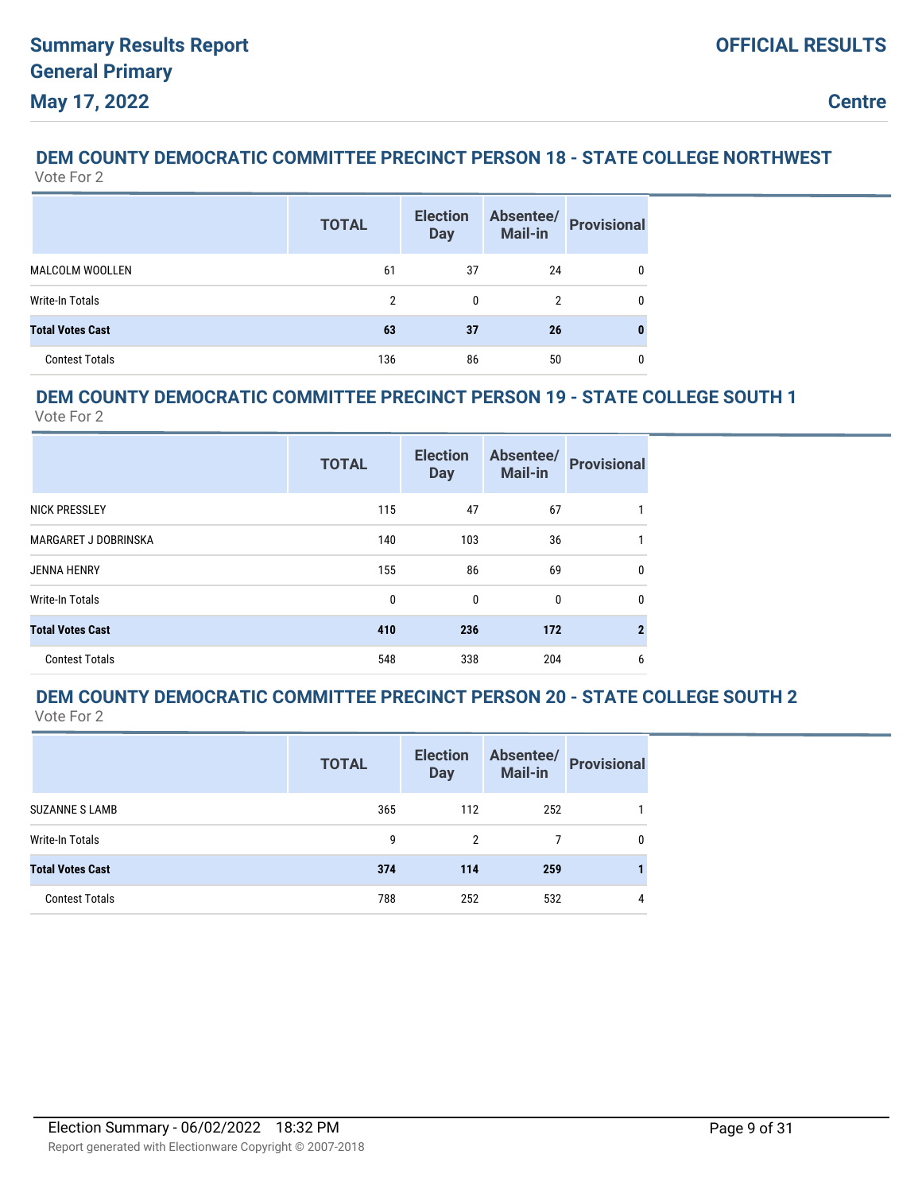## DEM COUNTY DEMOCRATIC COMMITTEE PRECINCT PERSON 18 - STATE COLLEGE NORTHWEST

Vote For 2

| | TOTAL | Election Day | Absentee/ Mail-in | Provisional |
|---|---|---|---|---|
| MALCOLM WOOLLEN | 61 | 37 | 24 | 0 |
| Write-In Totals | 2 | 0 | 2 | 0 |
| **Total Votes Cast** | **63** | **37** | **26** | **0** |
| Contest Totals | 136 | 86 | 50 | 0 |

## DEM COUNTY DEMOCRATIC COMMITTEE PRECINCT PERSON 19 - STATE COLLEGE SOUTH 1

Vote For 2

| | TOTAL | Election Day | Absentee/ Mail-in | Provisional |
|---|---|---|---|---|
| NICK PRESSLEY | 115 | 47 | 67 | 1 |
| MARGARET J DOBRINSKA | 140 | 103 | 36 | 1 |
| JENNA HENRY | 155 | 86 | 69 | 0 |
| Write-In Totals | 0 | 0 | 0 | 0 |
| **Total Votes Cast** | **410** | **236** | **172** | **2** |
| Contest Totals | 548 | 338 | 204 | 6 |

## DEM COUNTY DEMOCRATIC COMMITTEE PRECINCT PERSON 20 - STATE COLLEGE SOUTH 2

Vote For 2

| | TOTAL | Election Day | Absentee/ Mail-in | Provisional |
|---|---|---|---|---|
| SUZANNE S LAMB | 365 | 112 | 252 | 1 |
| Write-In Totals | 9 | 2 | 7 | 0 |
| **Total Votes Cast** | **374** | **114** | **259** | **1** |
| Contest Totals | 788 | 252 | 532 | 4 |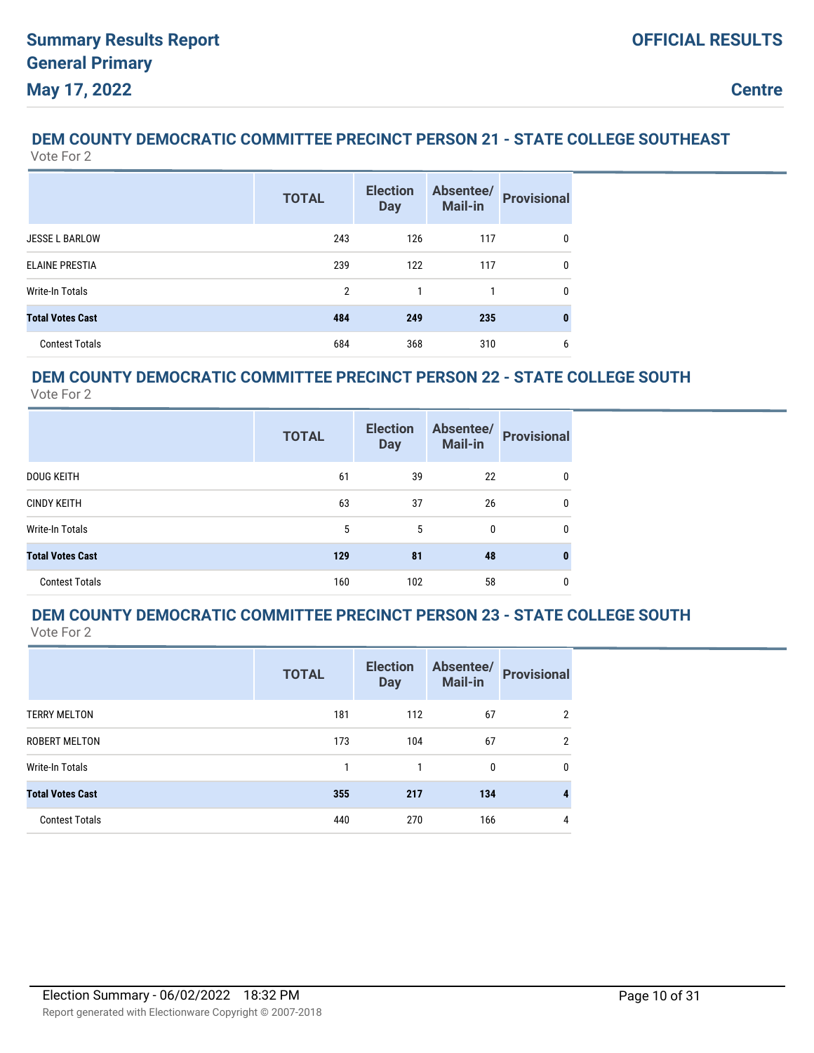## DEM COUNTY DEMOCRATIC COMMITTEE PRECINCT PERSON 21 - STATE COLLEGE SOUTHEAST

Vote For 2

| | TOTAL | Election Day | Absentee/ Mail-in | Provisional |
|---|---|---|---|---|
| JESSE L BARLOW | 243 | 126 | 117 | 0 |
| ELAINE PRESTIA | 239 | 122 | 117 | 0 |
| Write-In Totals | 2 | 1 | 1 | 0 |
| **Total Votes Cast** | **484** | **249** | **235** | **0** |
| Contest Totals | 684 | 368 | 310 | 6 |

## DEM COUNTY DEMOCRATIC COMMITTEE PRECINCT PERSON 22 - STATE COLLEGE SOUTH

Vote For 2

| | TOTAL | Election Day | Absentee/ Mail-in | Provisional |
|---|---|---|---|---|
| DOUG KEITH | 61 | 39 | 22 | 0 |
| CINDY KEITH | 63 | 37 | 26 | 0 |
| Write-In Totals | 5 | 5 | 0 | 0 |
| **Total Votes Cast** | **129** | **81** | **48** | **0** |
| Contest Totals | 160 | 102 | 58 | 0 |

## DEM COUNTY DEMOCRATIC COMMITTEE PRECINCT PERSON 23 - STATE COLLEGE SOUTH

Vote For 2

| | TOTAL | Election Day | Absentee/ Mail-in | Provisional |
|---|---|---|---|---|
| TERRY MELTON | 181 | 112 | 67 | 2 |
| ROBERT MELTON | 173 | 104 | 67 | 2 |
| Write-In Totals | 1 | 1 | 0 | 0 |
| **Total Votes Cast** | **355** | **217** | **134** | **4** |
| Contest Totals | 440 | 270 | 166 | 4 |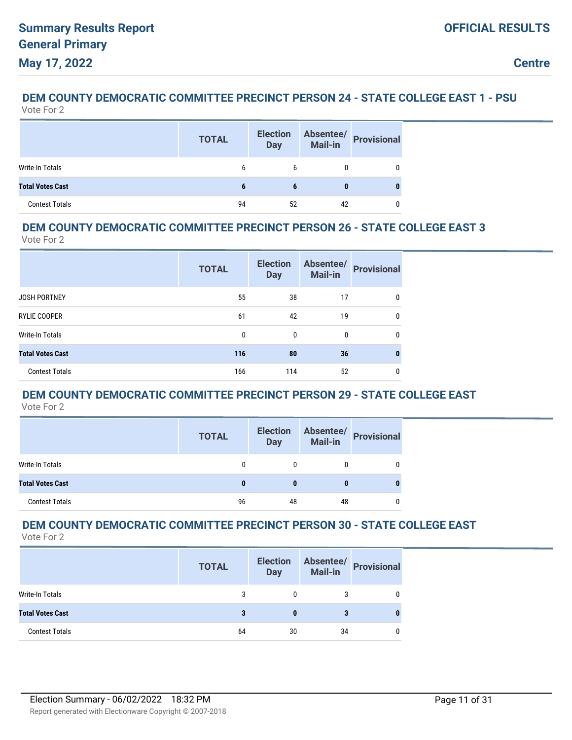## DEM COUNTY DEMOCRATIC COMMITTEE PRECINCT PERSON 24 - STATE COLLEGE EAST 1 - PSU

Vote For 2

| | TOTAL | Election Day | Absentee/ Mail-in | Provisional |
|---|---|---|---|---|
| Write-In Totals | 6 | 6 | 0 | 0 |
| **Total Votes Cast** | **6** | **6** | **0** | **0** |
| Contest Totals | 94 | 52 | 42 | 0 |

## DEM COUNTY DEMOCRATIC COMMITTEE PRECINCT PERSON 26 - STATE COLLEGE EAST 3

Vote For 2

| | TOTAL | Election Day | Absentee/ Mail-in | Provisional |
|---|---|---|---|---|
| JOSH PORTNEY | 55 | 38 | 17 | 0 |
| RYLIE COOPER | 61 | 42 | 19 | 0 |
| Write-In Totals | 0 | 0 | 0 | 0 |
| **Total Votes Cast** | **116** | **80** | **36** | **0** |
| Contest Totals | 166 | 114 | 52 | 0 |

## DEM COUNTY DEMOCRATIC COMMITTEE PRECINCT PERSON 29 - STATE COLLEGE EAST

Vote For 2

| | TOTAL | Election Day | Absentee/ Mail-in | Provisional |
|---|---|---|---|---|
| Write-In Totals | 0 | 0 | 0 | 0 |
| **Total Votes Cast** | **0** | **0** | **0** | **0** |
| Contest Totals | 96 | 48 | 48 | 0 |

## DEM COUNTY DEMOCRATIC COMMITTEE PRECINCT PERSON 30 - STATE COLLEGE EAST

Vote For 2

| | TOTAL | Election Day | Absentee/ Mail-in | Provisional |
|---|---|---|---|---|
| Write-In Totals | 3 | 0 | 3 | 0 |
| **Total Votes Cast** | **3** | **0** | **3** | **0** |
| Contest Totals | 64 | 30 | 34 | 0 |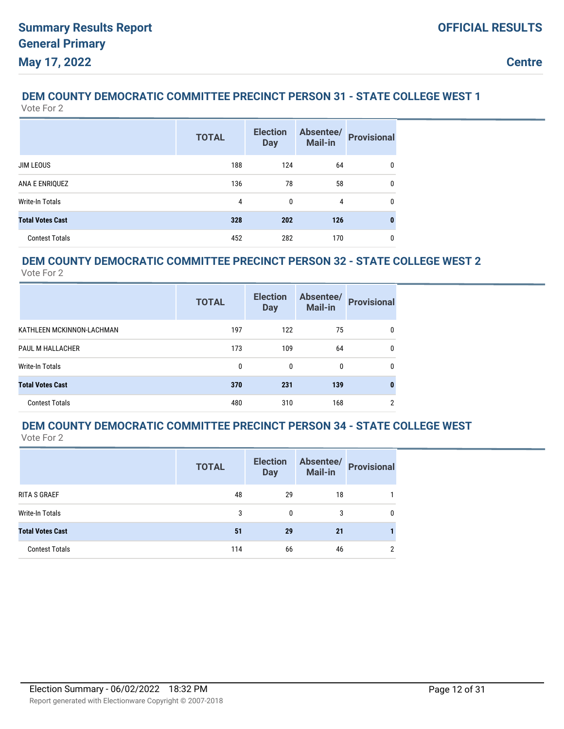## DEM COUNTY DEMOCRATIC COMMITTEE PRECINCT PERSON 31 - STATE COLLEGE WEST 1

Vote For 2

| | TOTAL | Election Day | Absentee/ Mail-in | Provisional |
|---|---|---|---|---|
| JIM LEOUS | 188 | 124 | 64 | 0 |
| ANA E ENRIQUEZ | 136 | 78 | 58 | 0 |
| Write-In Totals | 4 | 0 | 4 | 0 |
| **Total Votes Cast** | **328** | **202** | **126** | **0** |
| Contest Totals | 452 | 282 | 170 | 0 |

## DEM COUNTY DEMOCRATIC COMMITTEE PRECINCT PERSON 32 - STATE COLLEGE WEST 2

Vote For 2

| | TOTAL | Election Day | Absentee/ Mail-in | Provisional |
|---|---|---|---|---|
| KATHLEEN MCKINNON-LACHMAN | 197 | 122 | 75 | 0 |
| PAUL M HALLACHER | 173 | 109 | 64 | 0 |
| Write-In Totals | 0 | 0 | 0 | 0 |
| **Total Votes Cast** | **370** | **231** | **139** | **0** |
| Contest Totals | 480 | 310 | 168 | 2 |

## DEM COUNTY DEMOCRATIC COMMITTEE PRECINCT PERSON 34 - STATE COLLEGE WEST

Vote For 2

| | TOTAL | Election Day | Absentee/ Mail-in | Provisional |
|---|---|---|---|---|
| RITA S GRAEF | 48 | 29 | 18 | 1 |
| Write-In Totals | 3 | 0 | 3 | 0 |
| **Total Votes Cast** | **51** | **29** | **21** | **1** |
| Contest Totals | 114 | 66 | 46 | 2 |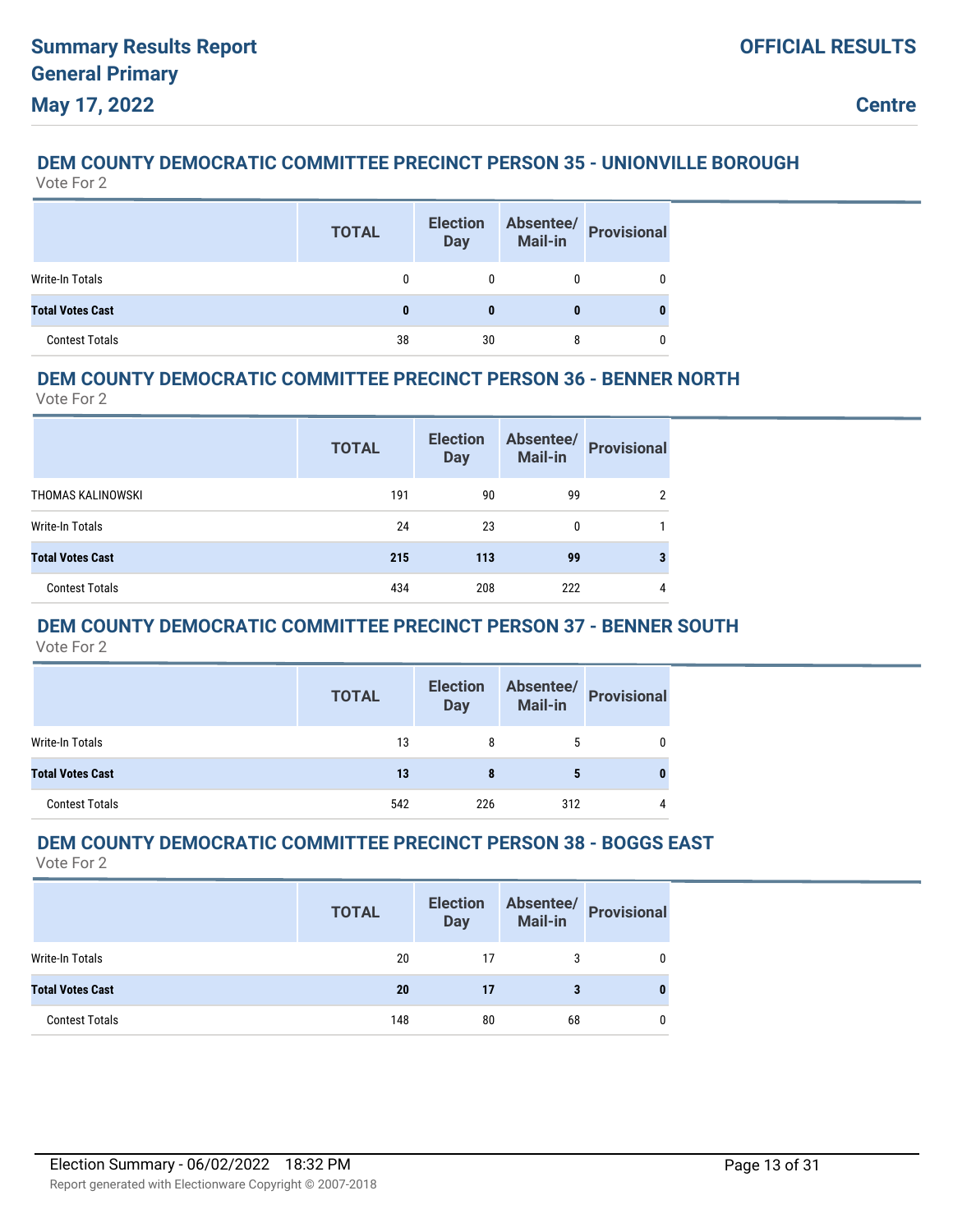## DEM COUNTY DEMOCRATIC COMMITTEE PRECINCT PERSON 35 - UNIONVILLE BOROUGH

Vote For 2

| | TOTAL | Election Day | Absentee/ Mail-in | Provisional |
|---|---|---|---|---|
| Write-In Totals | 0 | 0 | 0 | 0 |
| **Total Votes Cast** | **0** | **0** | **0** | **0** |
| Contest Totals | 38 | 30 | 8 | 0 |

## DEM COUNTY DEMOCRATIC COMMITTEE PRECINCT PERSON 36 - BENNER NORTH

Vote For 2

| | TOTAL | Election Day | Absentee/ Mail-in | Provisional |
|---|---|---|---|---|
| THOMAS KALINOWSKI | 191 | 90 | 99 | 2 |
| Write-In Totals | 24 | 23 | 0 | 1 |
| **Total Votes Cast** | **215** | **113** | **99** | **3** |
| Contest Totals | 434 | 208 | 222 | 4 |

## DEM COUNTY DEMOCRATIC COMMITTEE PRECINCT PERSON 37 - BENNER SOUTH

Vote For 2

| | TOTAL | Election Day | Absentee/ Mail-in | Provisional |
|---|---|---|---|---|
| Write-In Totals | 13 | 8 | 5 | 0 |
| **Total Votes Cast** | **13** | **8** | **5** | **0** |
| Contest Totals | 542 | 226 | 312 | 4 |

## DEM COUNTY DEMOCRATIC COMMITTEE PRECINCT PERSON 38 - BOGGS EAST

Vote For 2

| | TOTAL | Election Day | Absentee/ Mail-in | Provisional |
|---|---|---|---|---|
| Write-In Totals | 20 | 17 | 3 | 0 |
| **Total Votes Cast** | **20** | **17** | **3** | **0** |
| Contest Totals | 148 | 80 | 68 | 0 |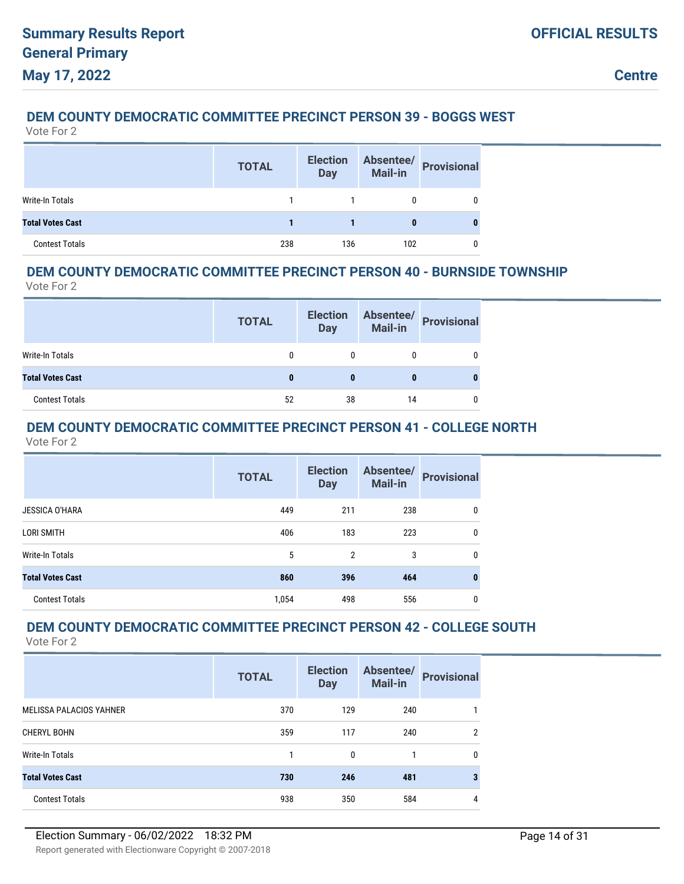## DEM COUNTY DEMOCRATIC COMMITTEE PRECINCT PERSON 39 - BOGGS WEST

Vote For 2

| | TOTAL | Election Day | Absentee/ Mail-in | Provisional |
|---|---|---|---|---|
| Write-In Totals | 1 | 1 | 0 | 0 |
| **Total Votes Cast** | **1** | **1** | **0** | **0** |
| Contest Totals | 238 | 136 | 102 | 0 |

## DEM COUNTY DEMOCRATIC COMMITTEE PRECINCT PERSON 40 - BURNSIDE TOWNSHIP

Vote For 2

| | TOTAL | Election Day | Absentee/ Mail-in | Provisional |
|---|---|---|---|---|
| Write-In Totals | 0 | 0 | 0 | 0 |
| **Total Votes Cast** | **0** | **0** | **0** | **0** |
| Contest Totals | 52 | 38 | 14 | 0 |

## DEM COUNTY DEMOCRATIC COMMITTEE PRECINCT PERSON 41 - COLLEGE NORTH

Vote For 2

| | TOTAL | Election Day | Absentee/ Mail-in | Provisional |
|---|---|---|---|---|
| JESSICA O'HARA | 449 | 211 | 238 | 0 |
| LORI SMITH | 406 | 183 | 223 | 0 |
| Write-In Totals | 5 | 2 | 3 | 0 |
| **Total Votes Cast** | **860** | **396** | **464** | **0** |
| Contest Totals | 1,054 | 498 | 556 | 0 |

## DEM COUNTY DEMOCRATIC COMMITTEE PRECINCT PERSON 42 - COLLEGE SOUTH

Vote For 2

| | TOTAL | Election Day | Absentee/ Mail-in | Provisional |
|---|---|---|---|---|
| MELISSA PALACIOS YAHNER | 370 | 129 | 240 | 1 |
| CHERYL BOHN | 359 | 117 | 240 | 2 |
| Write-In Totals | 1 | 0 | 1 | 0 |
| **Total Votes Cast** | **730** | **246** | **481** | **3** |
| Contest Totals | 938 | 350 | 584 | 4 |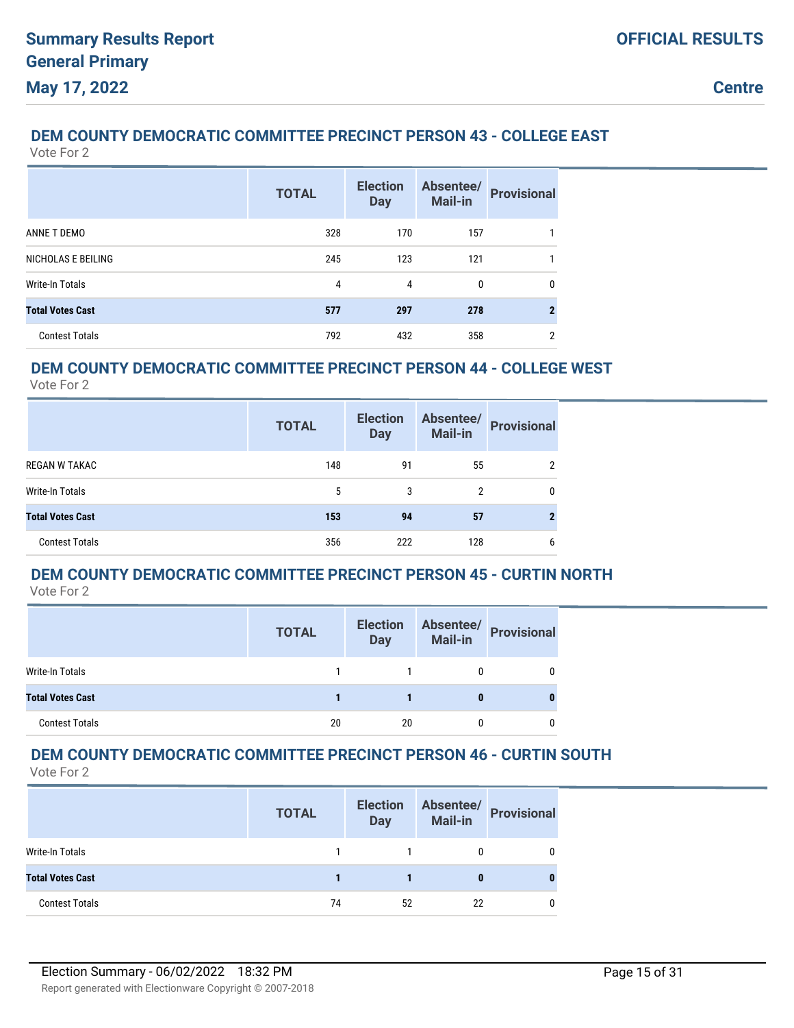## DEM COUNTY DEMOCRATIC COMMITTEE PRECINCT PERSON 43 - COLLEGE EAST

Vote For 2

| | TOTAL | Election Day | Absentee/ Mail-in | Provisional |
|---|---|---|---|---|
| ANNE T DEMO | 328 | 170 | 157 | 1 |
| NICHOLAS E BEILING | 245 | 123 | 121 | 1 |
| Write-In Totals | 4 | 4 | 0 | 0 |
| **Total Votes Cast** | **577** | **297** | **278** | **2** |
| Contest Totals | 792 | 432 | 358 | 2 |

## DEM COUNTY DEMOCRATIC COMMITTEE PRECINCT PERSON 44 - COLLEGE WEST

Vote For 2

| | TOTAL | Election Day | Absentee/ Mail-in | Provisional |
|---|---|---|---|---|
| REGAN W TAKAC | 148 | 91 | 55 | 2 |
| Write-In Totals | 5 | 3 | 2 | 0 |
| **Total Votes Cast** | **153** | **94** | **57** | **2** |
| Contest Totals | 356 | 222 | 128 | 6 |

## DEM COUNTY DEMOCRATIC COMMITTEE PRECINCT PERSON 45 - CURTIN NORTH

Vote For 2

| | TOTAL | Election Day | Absentee/ Mail-in | Provisional |
|---|---|---|---|---|
| Write-In Totals | 1 | 1 | 0 | 0 |
| **Total Votes Cast** | **1** | **1** | **0** | **0** |
| Contest Totals | 20 | 20 | 0 | 0 |

## DEM COUNTY DEMOCRATIC COMMITTEE PRECINCT PERSON 46 - CURTIN SOUTH

Vote For 2

| | TOTAL | Election Day | Absentee/ Mail-in | Provisional |
|---|---|---|---|---|
| Write-In Totals | 1 | 1 | 0 | 0 |
| **Total Votes Cast** | **1** | **1** | **0** | **0** |
| Contest Totals | 74 | 52 | 22 | 0 |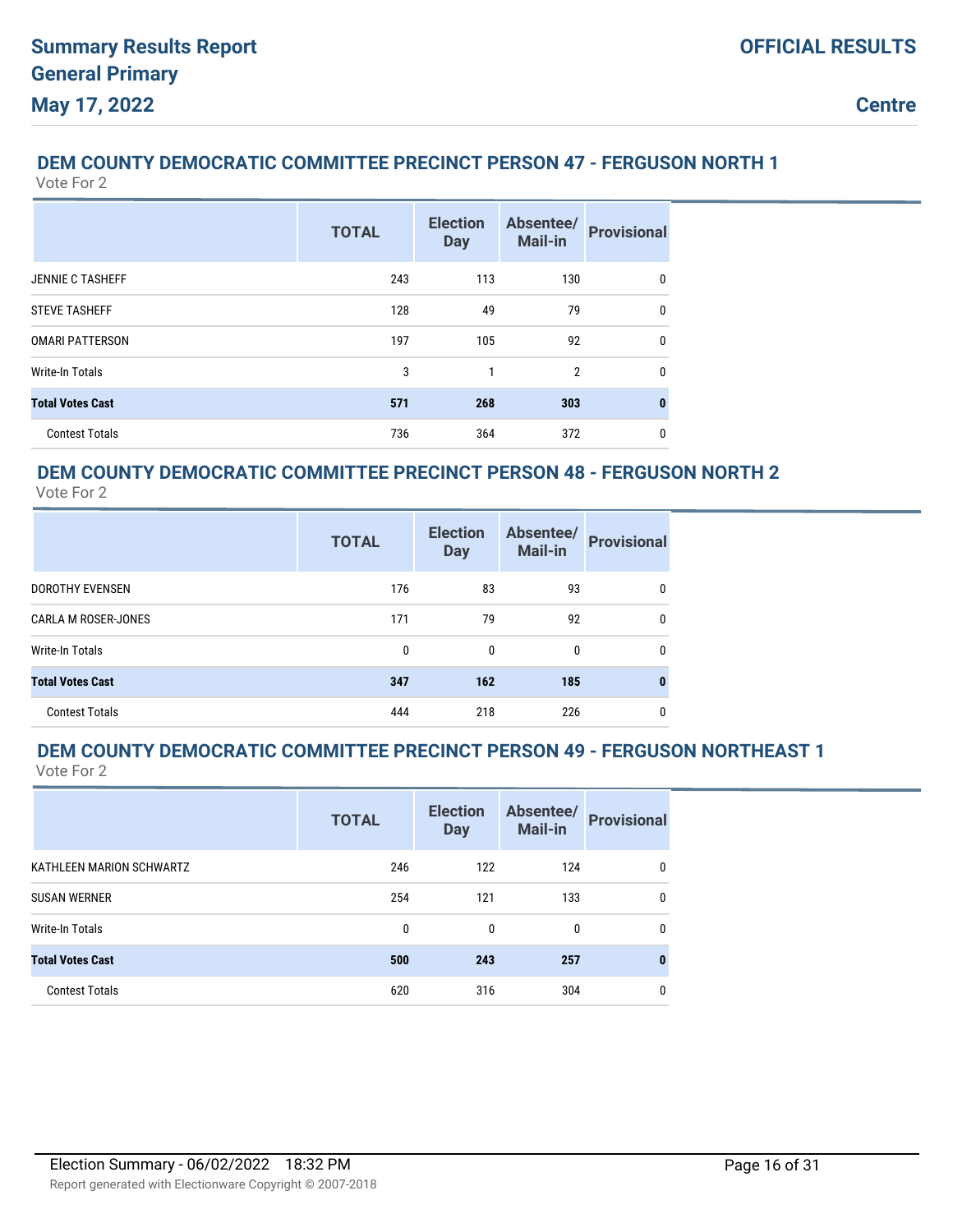## DEM COUNTY DEMOCRATIC COMMITTEE PRECINCT PERSON 47 - FERGUSON NORTH 1

Vote For 2

| | TOTAL | Election Day | Absentee/ Mail-in | Provisional |
|---|---|---|---|---|
| JENNIE C TASHEFF | 243 | 113 | 130 | 0 |
| STEVE TASHEFF | 128 | 49 | 79 | 0 |
| OMARI PATTERSON | 197 | 105 | 92 | 0 |
| Write-In Totals | 3 | 1 | 2 | 0 |
| **Total Votes Cast** | **571** | **268** | **303** | **0** |
| Contest Totals | 736 | 364 | 372 | 0 |

## DEM COUNTY DEMOCRATIC COMMITTEE PRECINCT PERSON 48 - FERGUSON NORTH 2

Vote For 2

| | TOTAL | Election Day | Absentee/ Mail-in | Provisional |
|---|---|---|---|---|
| DOROTHY EVENSEN | 176 | 83 | 93 | 0 |
| CARLA M ROSER-JONES | 171 | 79 | 92 | 0 |
| Write-In Totals | 0 | 0 | 0 | 0 |
| **Total Votes Cast** | **347** | **162** | **185** | **0** |
| Contest Totals | 444 | 218 | 226 | 0 |

## DEM COUNTY DEMOCRATIC COMMITTEE PRECINCT PERSON 49 - FERGUSON NORTHEAST 1

Vote For 2

| | TOTAL | Election Day | Absentee/ Mail-in | Provisional |
|---|---|---|---|---|
| KATHLEEN MARION SCHWARTZ | 246 | 122 | 124 | 0 |
| SUSAN WERNER | 254 | 121 | 133 | 0 |
| Write-In Totals | 0 | 0 | 0 | 0 |
| **Total Votes Cast** | **500** | **243** | **257** | **0** |
| Contest Totals | 620 | 316 | 304 | 0 |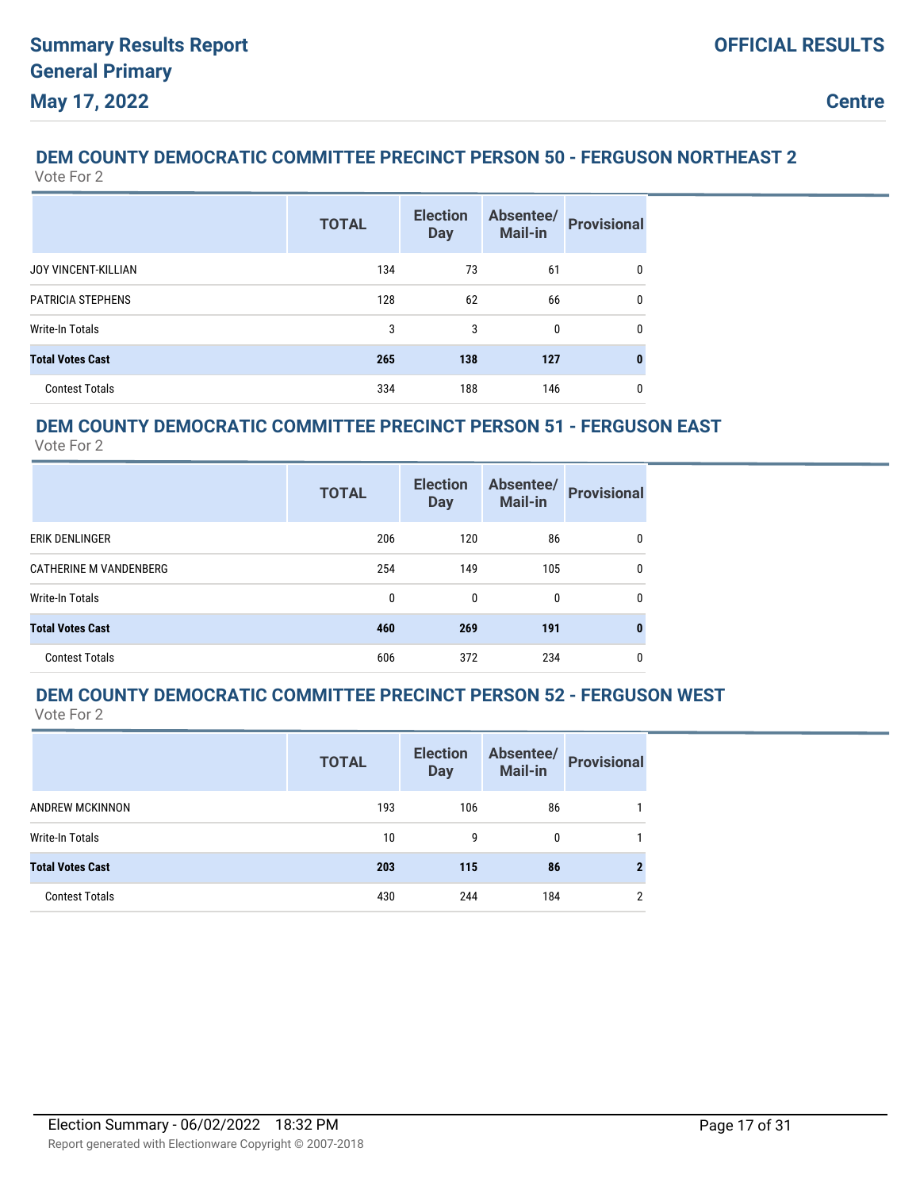## DEM COUNTY DEMOCRATIC COMMITTEE PRECINCT PERSON 50 - FERGUSON NORTHEAST 2

Vote For 2

| | TOTAL | Election Day | Absentee/ Mail-in | Provisional |
|---|---|---|---|---|
| JOY VINCENT-KILLIAN | 134 | 73 | 61 | 0 |
| PATRICIA STEPHENS | 128 | 62 | 66 | 0 |
| Write-In Totals | 3 | 3 | 0 | 0 |
| **Total Votes Cast** | **265** | **138** | **127** | **0** |
| Contest Totals | 334 | 188 | 146 | 0 |

## DEM COUNTY DEMOCRATIC COMMITTEE PRECINCT PERSON 51 - FERGUSON EAST

Vote For 2

| | TOTAL | Election Day | Absentee/ Mail-in | Provisional |
|---|---|---|---|---|
| ERIK DENLINGER | 206 | 120 | 86 | 0 |
| CATHERINE M VANDENBERG | 254 | 149 | 105 | 0 |
| Write-In Totals | 0 | 0 | 0 | 0 |
| **Total Votes Cast** | **460** | **269** | **191** | **0** |
| Contest Totals | 606 | 372 | 234 | 0 |

## DEM COUNTY DEMOCRATIC COMMITTEE PRECINCT PERSON 52 - FERGUSON WEST

Vote For 2

| | TOTAL | Election Day | Absentee/ Mail-in | Provisional |
|---|---|---|---|---|
| ANDREW MCKINNON | 193 | 106 | 86 | 1 |
| Write-In Totals | 10 | 9 | 0 | 1 |
| **Total Votes Cast** | **203** | **115** | **86** | **2** |
| Contest Totals | 430 | 244 | 184 | 2 |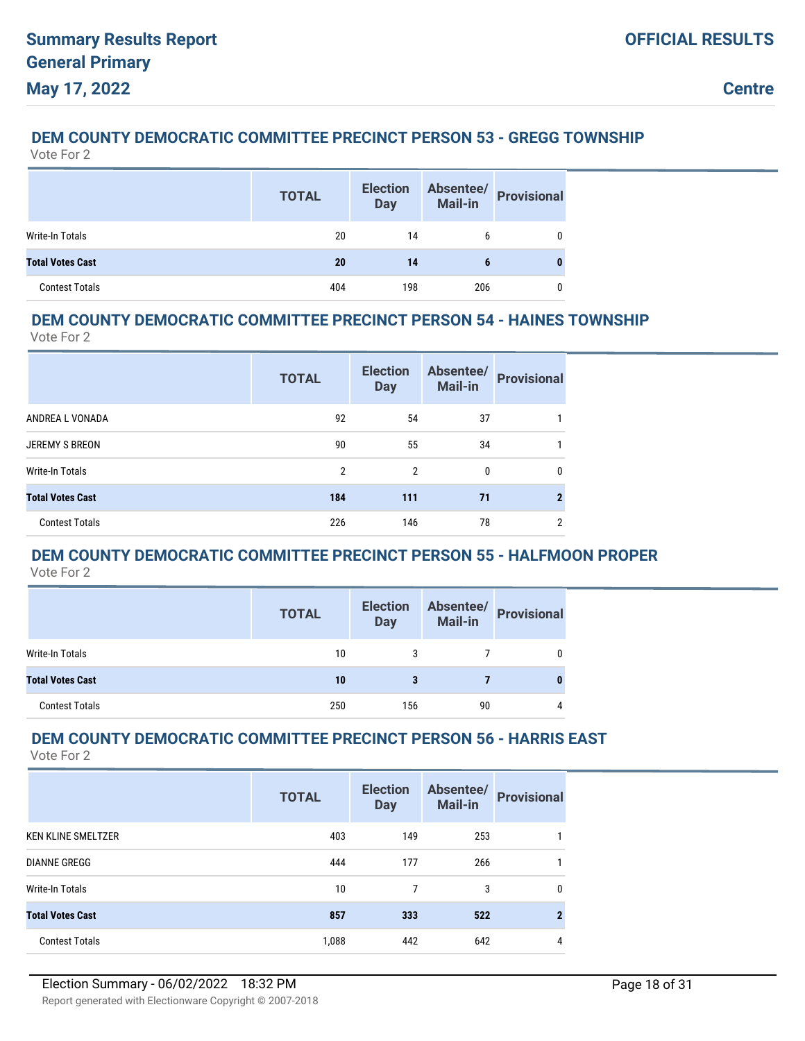## DEM COUNTY DEMOCRATIC COMMITTEE PRECINCT PERSON 53 - GREGG TOWNSHIP

Vote For 2

| | TOTAL | Election Day | Absentee/ Mail-in | Provisional |
|---|---|---|---|---|
| Write-In Totals | 20 | 14 | 6 | 0 |
| **Total Votes Cast** | **20** | **14** | **6** | **0** |
| Contest Totals | 404 | 198 | 206 | 0 |

## DEM COUNTY DEMOCRATIC COMMITTEE PRECINCT PERSON 54 - HAINES TOWNSHIP

Vote For 2

| | TOTAL | Election Day | Absentee/ Mail-in | Provisional |
|---|---|---|---|---|
| ANDREA L VONADA | 92 | 54 | 37 | 1 |
| JEREMY S BREON | 90 | 55 | 34 | 1 |
| Write-In Totals | 2 | 2 | 0 | 0 |
| **Total Votes Cast** | **184** | **111** | **71** | **2** |
| Contest Totals | 226 | 146 | 78 | 2 |

## DEM COUNTY DEMOCRATIC COMMITTEE PRECINCT PERSON 55 - HALFMOON PROPER

Vote For 2

| | TOTAL | Election Day | Absentee/ Mail-in | Provisional |
|---|---|---|---|---|
| Write-In Totals | 10 | 3 | 7 | 0 |
| **Total Votes Cast** | **10** | **3** | **7** | **0** |
| Contest Totals | 250 | 156 | 90 | 4 |

## DEM COUNTY DEMOCRATIC COMMITTEE PRECINCT PERSON 56 - HARRIS EAST

Vote For 2

| | TOTAL | Election Day | Absentee/ Mail-in | Provisional |
|---|---|---|---|---|
| KEN KLINE SMELTZER | 403 | 149 | 253 | 1 |
| DIANNE GREGG | 444 | 177 | 266 | 1 |
| Write-In Totals | 10 | 7 | 3 | 0 |
| **Total Votes Cast** | **857** | **333** | **522** | **2** |
| Contest Totals | 1,088 | 442 | 642 | 4 |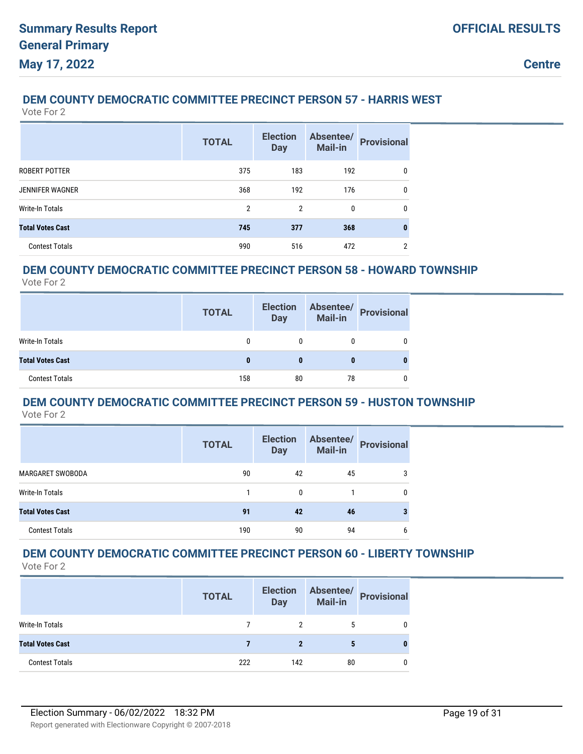# Summary Results Report
## General Primary
## May 17, 2022

**OFFICIAL RESULTS**

**Centre**

### DEM COUNTY DEMOCRATIC COMMITTEE PRECINCT PERSON 57 - HARRIS WEST

Vote For 2

| | TOTAL | Election Day | Absentee/ Mail-in | Provisional |
|---|---|---|---|---|
| ROBERT POTTER | 375 | 183 | 192 | 0 |
| JENNIFER WAGNER | 368 | 192 | 176 | 0 |
| Write-In Totals | 2 | 2 | 0 | 0 |
| **Total Votes Cast** | **745** | **377** | **368** | **0** |
| Contest Totals | 990 | 516 | 472 | 2 |

### DEM COUNTY DEMOCRATIC COMMITTEE PRECINCT PERSON 58 - HOWARD TOWNSHIP

Vote For 2

| | TOTAL | Election Day | Absentee/ Mail-in | Provisional |
|---|---|---|---|---|
| Write-In Totals | 0 | 0 | 0 | 0 |
| **Total Votes Cast** | **0** | **0** | **0** | **0** |
| Contest Totals | 158 | 80 | 78 | 0 |

### DEM COUNTY DEMOCRATIC COMMITTEE PRECINCT PERSON 59 - HUSTON TOWNSHIP

Vote For 2

| | TOTAL | Election Day | Absentee/ Mail-in | Provisional |
|---|---|---|---|---|
| MARGARET SWOBODA | 90 | 42 | 45 | 3 |
| Write-In Totals | 1 | 0 | 1 | 0 |
| **Total Votes Cast** | **91** | **42** | **46** | **3** |
| Contest Totals | 190 | 90 | 94 | 6 |

### DEM COUNTY DEMOCRATIC COMMITTEE PRECINCT PERSON 60 - LIBERTY TOWNSHIP

Vote For 2

| | TOTAL | Election Day | Absentee/ Mail-in | Provisional |
|---|---|---|---|---|
| Write-In Totals | 7 | 2 | 5 | 0 |
| **Total Votes Cast** | **7** | **2** | **5** | **0** |
| Contest Totals | 222 | 142 | 80 | 0 |

Election Summary - 06/02/2022 18:32 PM

Report generated with Electionware Copyright © 2007-2018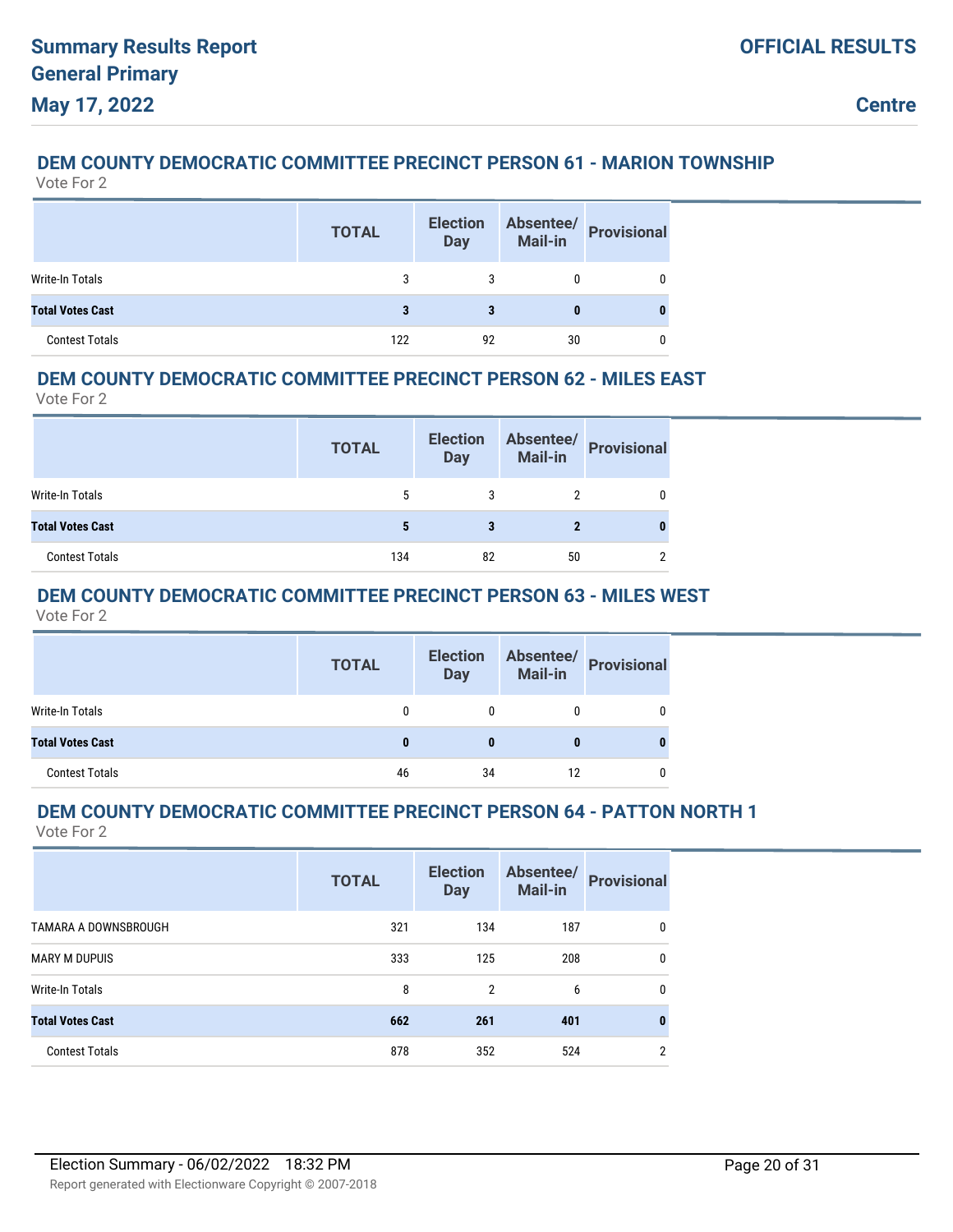## DEM COUNTY DEMOCRATIC COMMITTEE PRECINCT PERSON 61 - MARION TOWNSHIP

Vote For 2

| | TOTAL | Election Day | Absentee/ Mail-in | Provisional |
|---|---|---|---|---|
| Write-In Totals | 3 | 3 | 0 | 0 |
| **Total Votes Cast** | **3** | **3** | **0** | **0** |
| Contest Totals | 122 | 92 | 30 | 0 |

## DEM COUNTY DEMOCRATIC COMMITTEE PRECINCT PERSON 62 - MILES EAST

Vote For 2

| | TOTAL | Election Day | Absentee/ Mail-in | Provisional |
|---|---|---|---|---|
| Write-In Totals | 5 | 3 | 2 | 0 |
| **Total Votes Cast** | **5** | **3** | **2** | **0** |
| Contest Totals | 134 | 82 | 50 | 2 |

## DEM COUNTY DEMOCRATIC COMMITTEE PRECINCT PERSON 63 - MILES WEST

Vote For 2

| | TOTAL | Election Day | Absentee/ Mail-in | Provisional |
|---|---|---|---|---|
| Write-In Totals | 0 | 0 | 0 | 0 |
| **Total Votes Cast** | **0** | **0** | **0** | **0** |
| Contest Totals | 46 | 34 | 12 | 0 |

## DEM COUNTY DEMOCRATIC COMMITTEE PRECINCT PERSON 64 - PATTON NORTH 1

Vote For 2

| | TOTAL | Election Day | Absentee/ Mail-in | Provisional |
|---|---|---|---|---|
| TAMARA A DOWNSBROUGH | 321 | 134 | 187 | 0 |
| MARY M DUPUIS | 333 | 125 | 208 | 0 |
| Write-In Totals | 8 | 2 | 6 | 0 |
| **Total Votes Cast** | **662** | **261** | **401** | **0** |
| Contest Totals | 878 | 352 | 524 | 2 |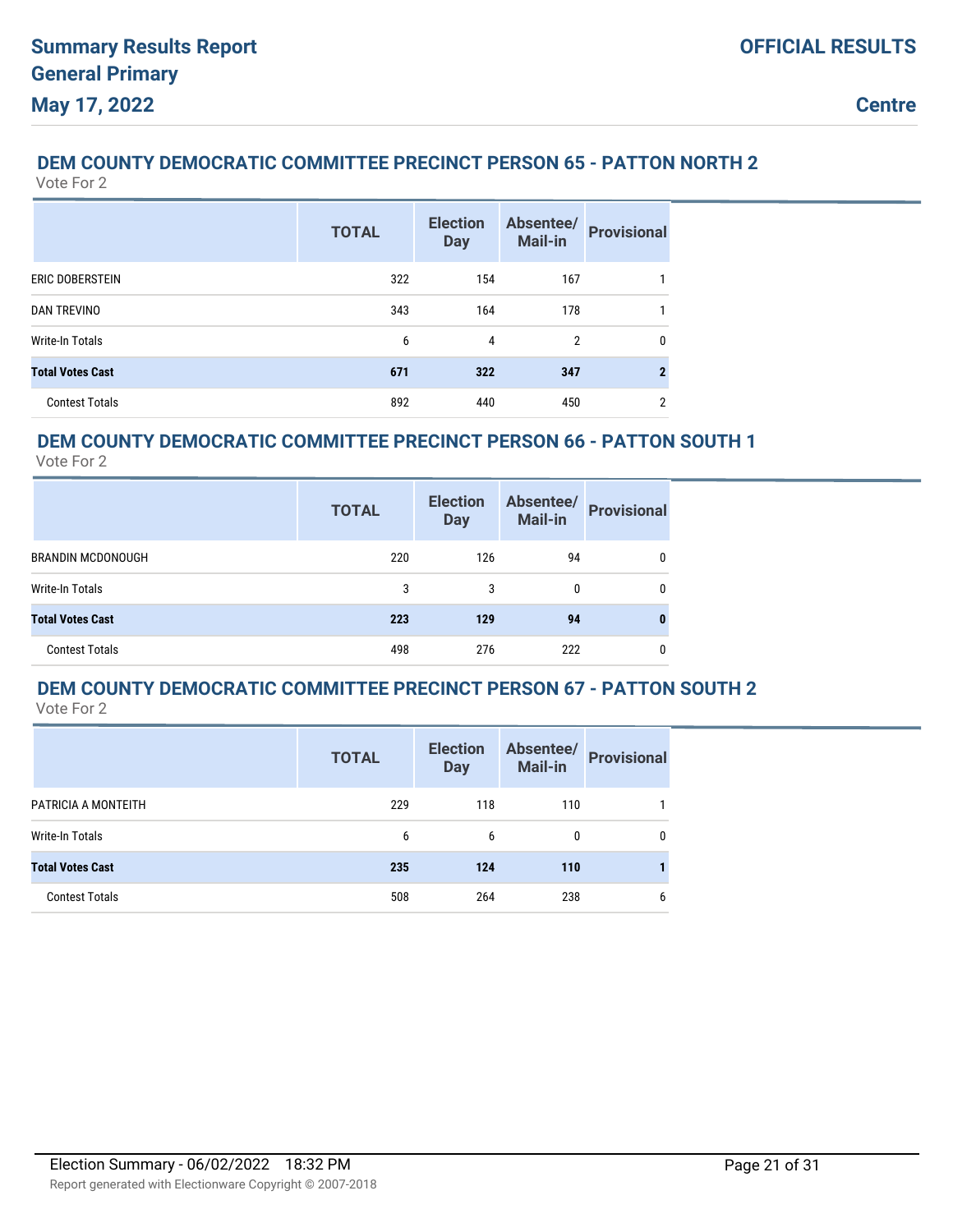### DEM COUNTY DEMOCRATIC COMMITTEE PRECINCT PERSON 65 - PATTON NORTH 2

Vote For 2

| | TOTAL | Election Day | Absentee/ Mail-in | Provisional |
|---|---|---|---|---|
| ERIC DOBERSTEIN | 322 | 154 | 167 | 1 |
| DAN TREVINO | 343 | 164 | 178 | 1 |
| Write-In Totals | 6 | 4 | 2 | 0 |
| **Total Votes Cast** | **671** | **322** | **347** | **2** |
| Contest Totals | 892 | 440 | 450 | 2 |

### DEM COUNTY DEMOCRATIC COMMITTEE PRECINCT PERSON 66 - PATTON SOUTH 1

Vote For 2

| | TOTAL | Election Day | Absentee/ Mail-in | Provisional |
|---|---|---|---|---|
| BRANDIN MCDONOUGH | 220 | 126 | 94 | 0 |
| Write-In Totals | 3 | 3 | 0 | 0 |
| **Total Votes Cast** | **223** | **129** | **94** | **0** |
| Contest Totals | 498 | 276 | 222 | 0 |

### DEM COUNTY DEMOCRATIC COMMITTEE PRECINCT PERSON 67 - PATTON SOUTH 2

Vote For 2

| | TOTAL | Election Day | Absentee/ Mail-in | Provisional |
|---|---|---|---|---|
| PATRICIA A MONTEITH | 229 | 118 | 110 | 1 |
| Write-In Totals | 6 | 6 | 0 | 0 |
| **Total Votes Cast** | **235** | **124** | **110** | **1** |
| Contest Totals | 508 | 264 | 238 | 6 |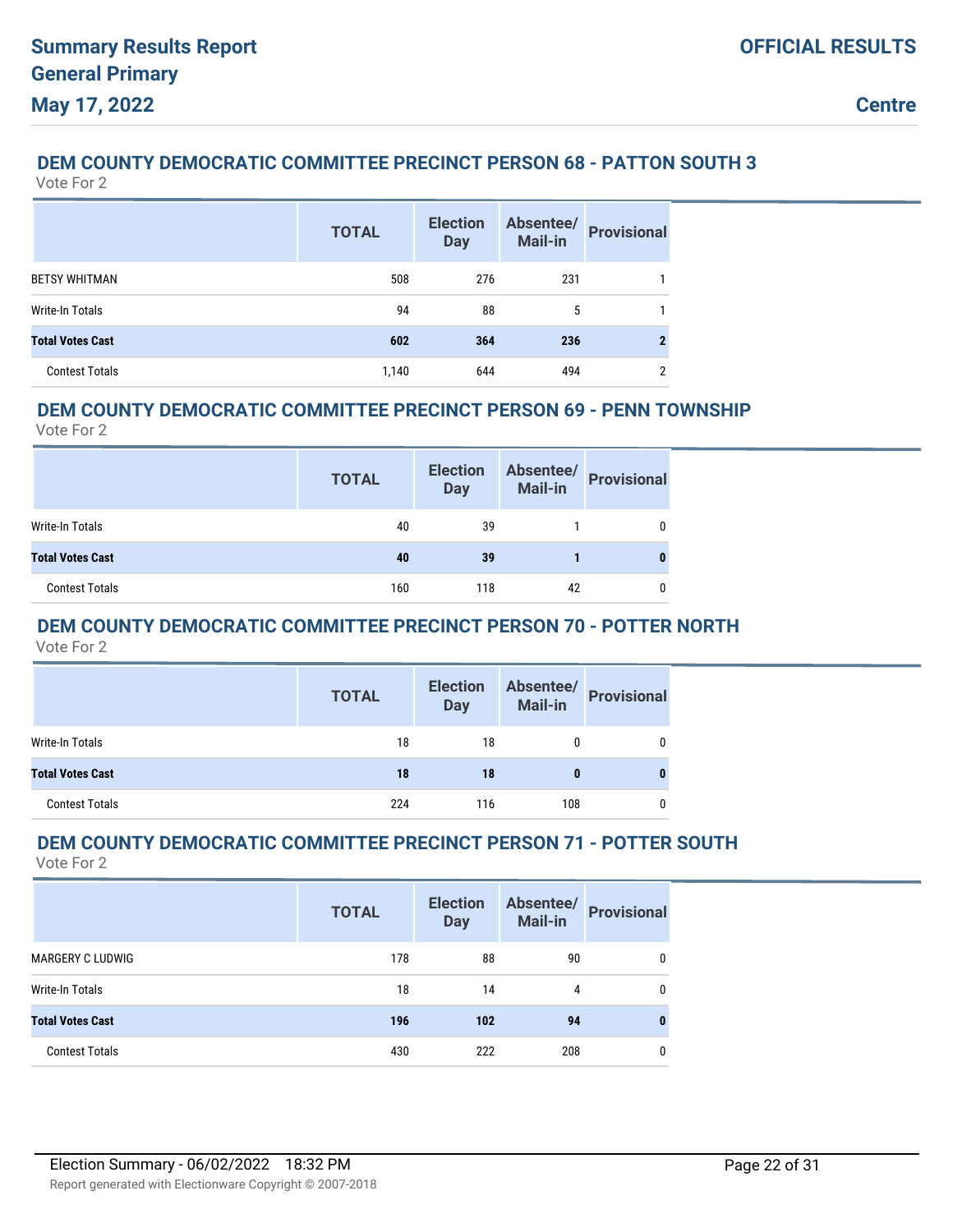# Summary Results Report
## General Primary
## May 17, 2022

**OFFICIAL RESULTS**

**Centre**

### DEM COUNTY DEMOCRATIC COMMITTEE PRECINCT PERSON 68 - PATTON SOUTH 3

Vote For 2

| | TOTAL | Election Day | Absentee/ Mail-in | Provisional |
|---|---|---|---|---|
| BETSY WHITMAN | 508 | 276 | 231 | 1 |
| Write-In Totals | 94 | 88 | 5 | 1 |
| **Total Votes Cast** | **602** | **364** | **236** | **2** |
| Contest Totals | 1,140 | 644 | 494 | 2 |

### DEM COUNTY DEMOCRATIC COMMITTEE PRECINCT PERSON 69 - PENN TOWNSHIP

Vote For 2

| | TOTAL | Election Day | Absentee/ Mail-in | Provisional |
|---|---|---|---|---|
| Write-In Totals | 40 | 39 | 1 | 0 |
| **Total Votes Cast** | **40** | **39** | **1** | **0** |
| Contest Totals | 160 | 118 | 42 | 0 |

### DEM COUNTY DEMOCRATIC COMMITTEE PRECINCT PERSON 70 - POTTER NORTH

Vote For 2

| | TOTAL | Election Day | Absentee/ Mail-in | Provisional |
|---|---|---|---|---|
| Write-In Totals | 18 | 18 | 0 | 0 |
| **Total Votes Cast** | **18** | **18** | **0** | **0** |
| Contest Totals | 224 | 116 | 108 | 0 |

### DEM COUNTY DEMOCRATIC COMMITTEE PRECINCT PERSON 71 - POTTER SOUTH

Vote For 2

| | TOTAL | Election Day | Absentee/ Mail-in | Provisional |
|---|---|---|---|---|
| MARGERY C LUDWIG | 178 | 88 | 90 | 0 |
| Write-In Totals | 18 | 14 | 4 | 0 |
| **Total Votes Cast** | **196** | **102** | **94** | **0** |
| Contest Totals | 430 | 222 | 208 | 0 |

Election Summary - 06/02/2022 18:32 PM

Report generated with Electionware Copyright © 2007-2018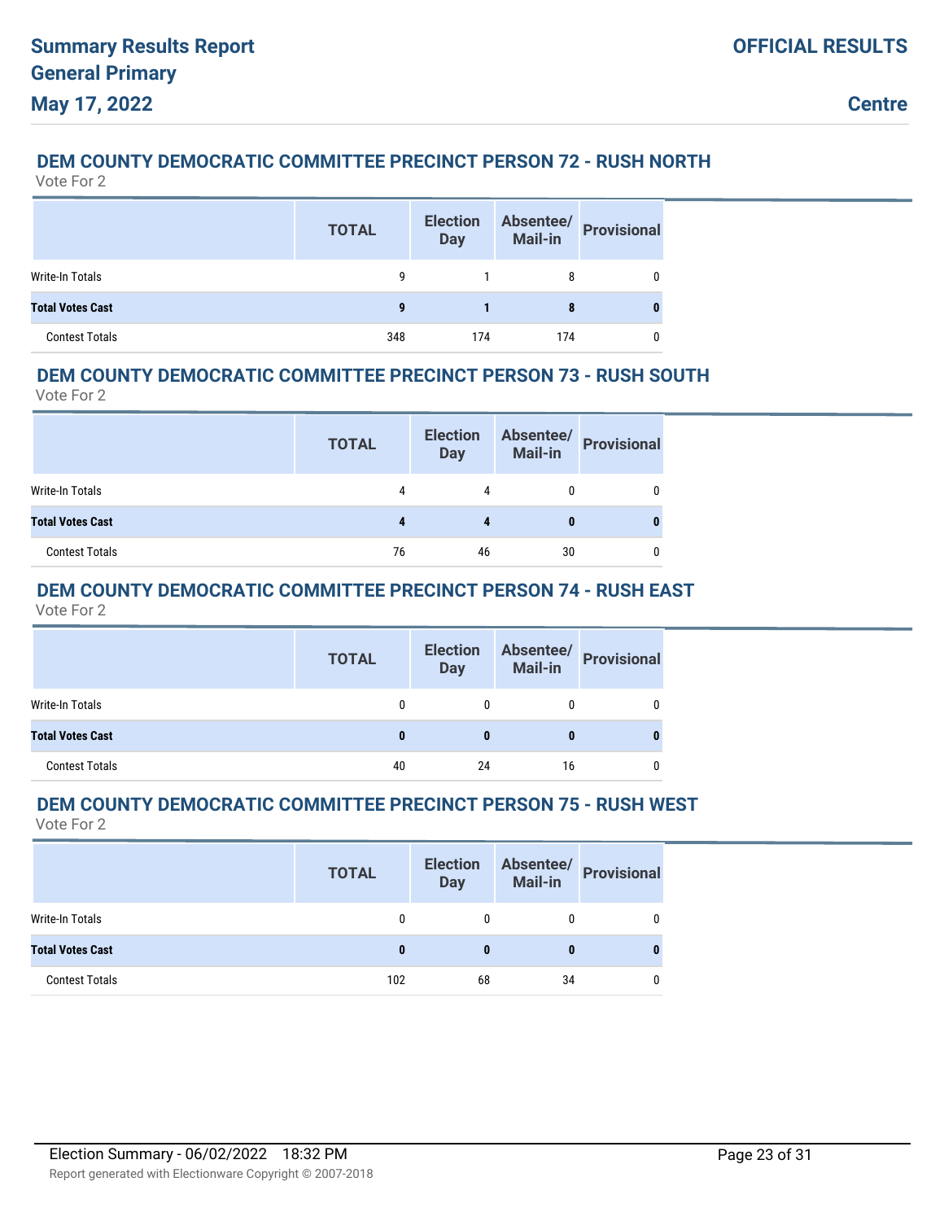## DEM COUNTY DEMOCRATIC COMMITTEE PRECINCT PERSON 72 - RUSH NORTH

Vote For 2

| | TOTAL | Election Day | Absentee/ Mail-in | Provisional |
|---|---|---|---|---|
| Write-In Totals | 9 | 1 | 8 | 0 |
| **Total Votes Cast** | **9** | **1** | **8** | **0** |
| Contest Totals | 348 | 174 | 174 | 0 |

## DEM COUNTY DEMOCRATIC COMMITTEE PRECINCT PERSON 73 - RUSH SOUTH

Vote For 2

| | TOTAL | Election Day | Absentee/ Mail-in | Provisional |
|---|---|---|---|---|
| Write-In Totals | 4 | 4 | 0 | 0 |
| **Total Votes Cast** | **4** | **4** | **0** | **0** |
| Contest Totals | 76 | 46 | 30 | 0 |

## DEM COUNTY DEMOCRATIC COMMITTEE PRECINCT PERSON 74 - RUSH EAST

Vote For 2

| | TOTAL | Election Day | Absentee/ Mail-in | Provisional |
|---|---|---|---|---|
| Write-In Totals | 0 | 0 | 0 | 0 |
| **Total Votes Cast** | **0** | **0** | **0** | **0** |
| Contest Totals | 40 | 24 | 16 | 0 |

## DEM COUNTY DEMOCRATIC COMMITTEE PRECINCT PERSON 75 - RUSH WEST

Vote For 2

| | TOTAL | Election Day | Absentee/ Mail-in | Provisional |
|---|---|---|---|---|
| Write-In Totals | 0 | 0 | 0 | 0 |
| **Total Votes Cast** | **0** | **0** | **0** | **0** |
| Contest Totals | 102 | 68 | 34 | 0 |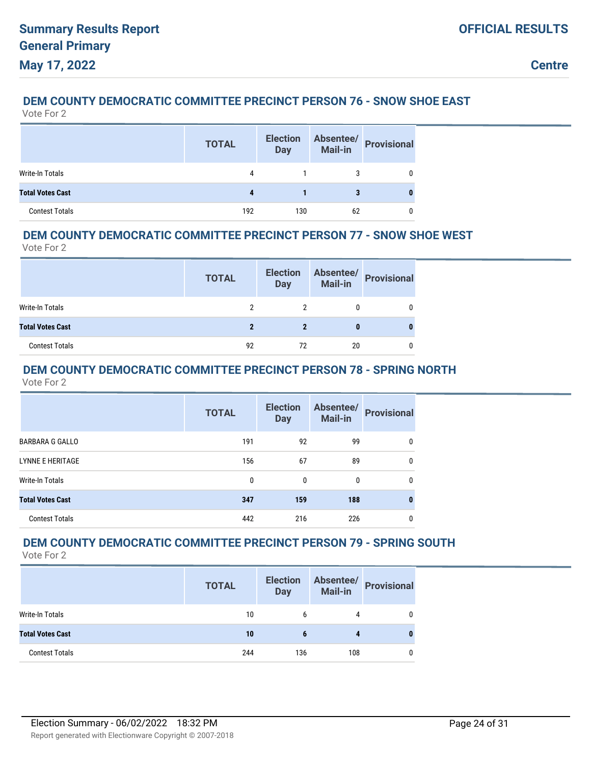### DEM COUNTY DEMOCRATIC COMMITTEE PRECINCT PERSON 76 - SNOW SHOE EAST

Vote For 2

| | TOTAL | Election Day | Absentee/ Mail-in | Provisional |
|---|---|---|---|---|
| Write-In Totals | 4 | 1 | 3 | 0 |
| **Total Votes Cast** | **4** | **1** | **3** | **0** |
| Contest Totals | 192 | 130 | 62 | 0 |

### DEM COUNTY DEMOCRATIC COMMITTEE PRECINCT PERSON 77 - SNOW SHOE WEST

Vote For 2

| | TOTAL | Election Day | Absentee/ Mail-in | Provisional |
|---|---|---|---|---|
| Write-In Totals | 2 | 2 | 0 | 0 |
| **Total Votes Cast** | **2** | **2** | **0** | **0** |
| Contest Totals | 92 | 72 | 20 | 0 |

### DEM COUNTY DEMOCRATIC COMMITTEE PRECINCT PERSON 78 - SPRING NORTH

Vote For 2

| | TOTAL | Election Day | Absentee/ Mail-in | Provisional |
|---|---|---|---|---|
| BARBARA G GALLO | 191 | 92 | 99 | 0 |
| LYNNE E HERITAGE | 156 | 67 | 89 | 0 |
| Write-In Totals | 0 | 0 | 0 | 0 |
| **Total Votes Cast** | **347** | **159** | **188** | **0** |
| Contest Totals | 442 | 216 | 226 | 0 |

### DEM COUNTY DEMOCRATIC COMMITTEE PRECINCT PERSON 79 - SPRING SOUTH

Vote For 2

| | TOTAL | Election Day | Absentee/ Mail-in | Provisional |
|---|---|---|---|---|
| Write-In Totals | 10 | 6 | 4 | 0 |
| **Total Votes Cast** | **10** | **6** | **4** | **0** |
| Contest Totals | 244 | 136 | 108 | 0 |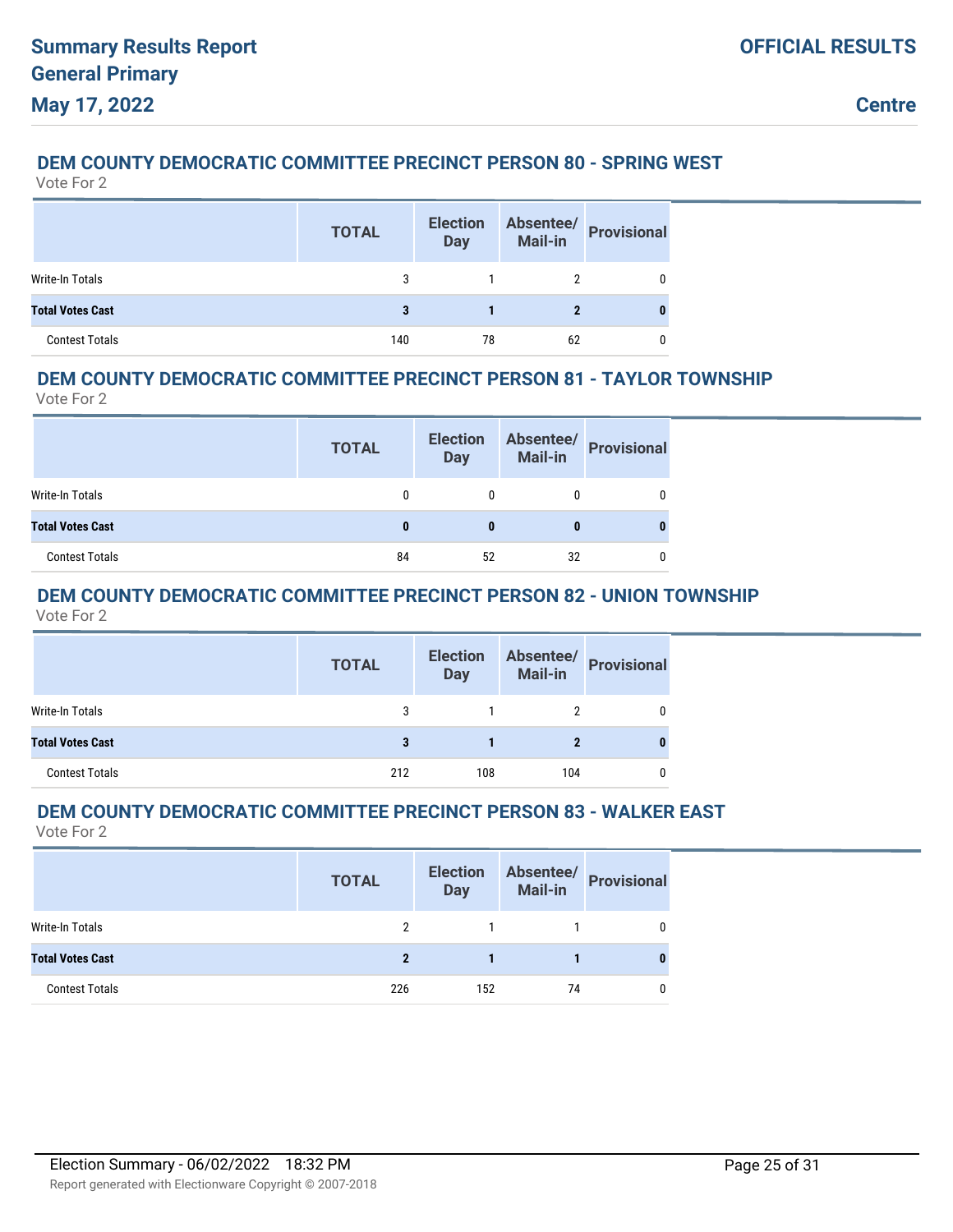## DEM COUNTY DEMOCRATIC COMMITTEE PRECINCT PERSON 80 - SPRING WEST

Vote For 2

| | TOTAL | Election Day | Absentee/ Mail-in | Provisional |
|---|---|---|---|---|
| Write-In Totals | 3 | 1 | 2 | 0 |
| **Total Votes Cast** | **3** | **1** | **2** | **0** |
| Contest Totals | 140 | 78 | 62 | 0 |

## DEM COUNTY DEMOCRATIC COMMITTEE PRECINCT PERSON 81 - TAYLOR TOWNSHIP

Vote For 2

| | TOTAL | Election Day | Absentee/ Mail-in | Provisional |
|---|---|---|---|---|
| Write-In Totals | 0 | 0 | 0 | 0 |
| **Total Votes Cast** | **0** | **0** | **0** | **0** |
| Contest Totals | 84 | 52 | 32 | 0 |

## DEM COUNTY DEMOCRATIC COMMITTEE PRECINCT PERSON 82 - UNION TOWNSHIP

Vote For 2

| | TOTAL | Election Day | Absentee/ Mail-in | Provisional |
|---|---|---|---|---|
| Write-In Totals | 3 | 1 | 2 | 0 |
| **Total Votes Cast** | **3** | **1** | **2** | **0** |
| Contest Totals | 212 | 108 | 104 | 0 |

## DEM COUNTY DEMOCRATIC COMMITTEE PRECINCT PERSON 83 - WALKER EAST

Vote For 2

| | TOTAL | Election Day | Absentee/ Mail-in | Provisional |
|---|---|---|---|---|
| Write-In Totals | 2 | 1 | 1 | 0 |
| **Total Votes Cast** | **2** | **1** | **1** | **0** |
| Contest Totals | 226 | 152 | 74 | 0 |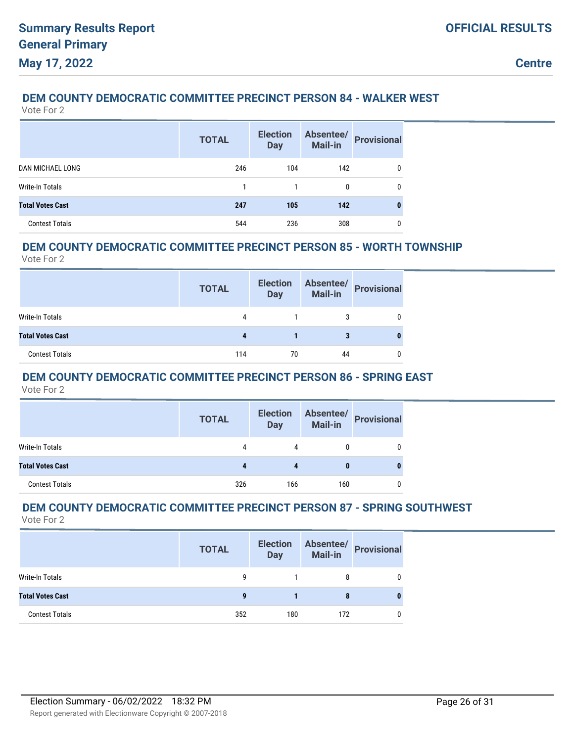## DEM COUNTY DEMOCRATIC COMMITTEE PRECINCT PERSON 84 - WALKER WEST

Vote For 2

| | TOTAL | Election Day | Absentee/ Mail-in | Provisional |
|---|---|---|---|---|
| DAN MICHAEL LONG | 246 | 104 | 142 | 0 |
| Write-In Totals | 1 | 1 | 0 | 0 |
| **Total Votes Cast** | **247** | **105** | **142** | **0** |
| Contest Totals | 544 | 236 | 308 | 0 |

## DEM COUNTY DEMOCRATIC COMMITTEE PRECINCT PERSON 85 - WORTH TOWNSHIP

Vote For 2

| | TOTAL | Election Day | Absentee/ Mail-in | Provisional |
|---|---|---|---|---|
| Write-In Totals | 4 | 1 | 3 | 0 |
| **Total Votes Cast** | **4** | **1** | **3** | **0** |
| Contest Totals | 114 | 70 | 44 | 0 |

## DEM COUNTY DEMOCRATIC COMMITTEE PRECINCT PERSON 86 - SPRING EAST

Vote For 2

| | TOTAL | Election Day | Absentee/ Mail-in | Provisional |
|---|---|---|---|---|
| Write-In Totals | 4 | 4 | 0 | 0 |
| **Total Votes Cast** | **4** | **4** | **0** | **0** |
| Contest Totals | 326 | 166 | 160 | 0 |

## DEM COUNTY DEMOCRATIC COMMITTEE PRECINCT PERSON 87 - SPRING SOUTHWEST

Vote For 2

| | TOTAL | Election Day | Absentee/ Mail-in | Provisional |
|---|---|---|---|---|
| Write-In Totals | 9 | 1 | 8 | 0 |
| **Total Votes Cast** | **9** | **1** | **8** | **0** |
| Contest Totals | 352 | 180 | 172 | 0 |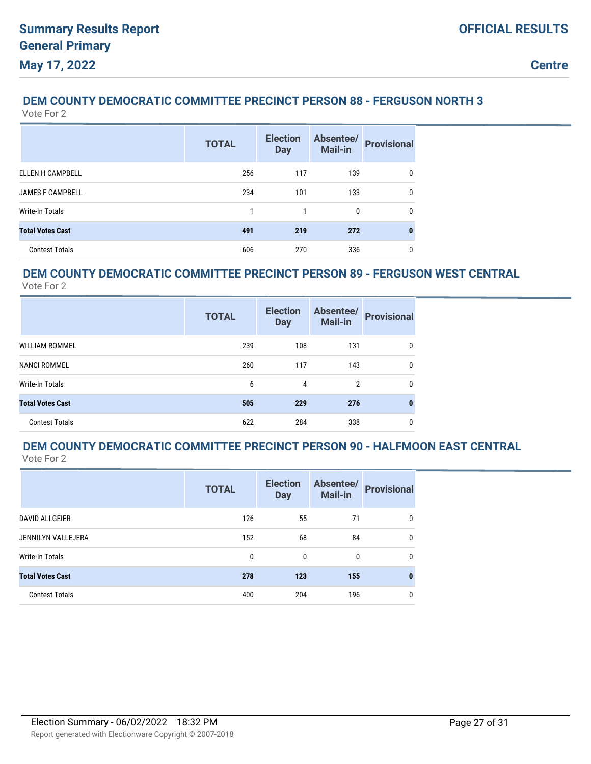## DEM COUNTY DEMOCRATIC COMMITTEE PRECINCT PERSON 88 - FERGUSON NORTH 3

Vote For 2

| | TOTAL | Election Day | Absentee/ Mail-in | Provisional |
|---|---|---|---|---|
| ELLEN H CAMPBELL | 256 | 117 | 139 | 0 |
| JAMES F CAMPBELL | 234 | 101 | 133 | 0 |
| Write-In Totals | 1 | 1 | 0 | 0 |
| **Total Votes Cast** | **491** | **219** | **272** | **0** |
| Contest Totals | 606 | 270 | 336 | 0 |

## DEM COUNTY DEMOCRATIC COMMITTEE PRECINCT PERSON 89 - FERGUSON WEST CENTRAL

Vote For 2

| | TOTAL | Election Day | Absentee/ Mail-in | Provisional |
|---|---|---|---|---|
| WILLIAM ROMMEL | 239 | 108 | 131 | 0 |
| NANCI ROMMEL | 260 | 117 | 143 | 0 |
| Write-In Totals | 6 | 4 | 2 | 0 |
| **Total Votes Cast** | **505** | **229** | **276** | **0** |
| Contest Totals | 622 | 284 | 338 | 0 |

## DEM COUNTY DEMOCRATIC COMMITTEE PRECINCT PERSON 90 - HALFMOON EAST CENTRAL

Vote For 2

| | TOTAL | Election Day | Absentee/ Mail-in | Provisional |
|---|---|---|---|---|
| DAVID ALLGEIER | 126 | 55 | 71 | 0 |
| JENNILYN VALLEJERA | 152 | 68 | 84 | 0 |
| Write-In Totals | 0 | 0 | 0 | 0 |
| **Total Votes Cast** | **278** | **123** | **155** | **0** |
| Contest Totals | 400 | 204 | 196 | 0 |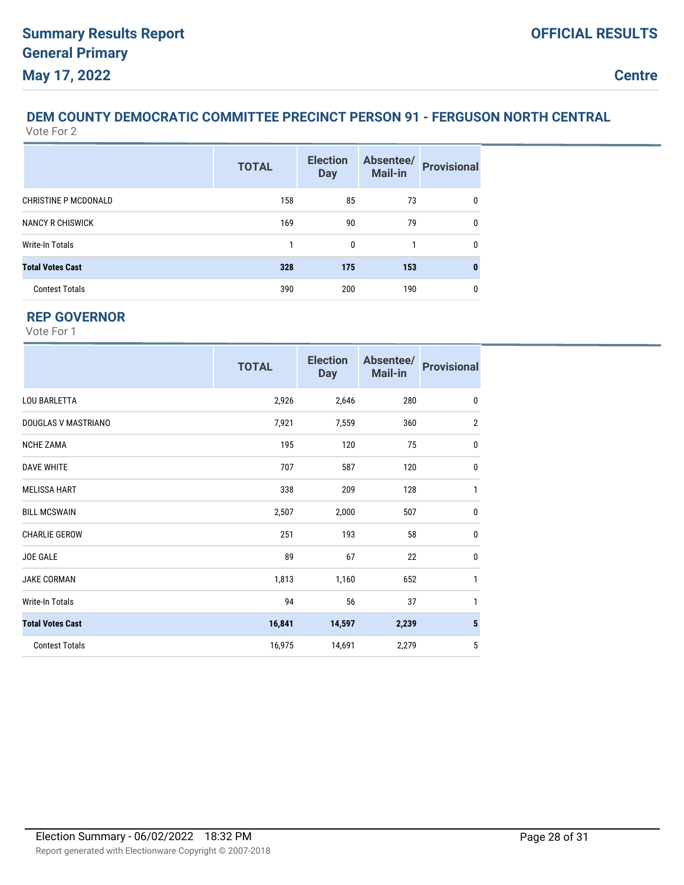## DEM COUNTY DEMOCRATIC COMMITTEE PRECINCT PERSON 91 - FERGUSON NORTH CENTRAL

Vote For 2

| | TOTAL | Election Day | Absentee/ Mail-in | Provisional |
|---|---|---|---|---|
| CHRISTINE P MCDONALD | 158 | 85 | 73 | 0 |
| NANCY R CHISWICK | 169 | 90 | 79 | 0 |
| Write-In Totals | 1 | 0 | 1 | 0 |
| **Total Votes Cast** | **328** | **175** | **153** | **0** |
| Contest Totals | 390 | 200 | 190 | 0 |

## REP GOVERNOR

Vote For 1

| | TOTAL | Election Day | Absentee/ Mail-in | Provisional |
|---|---|---|---|---|
| LOU BARLETTA | 2,926 | 2,646 | 280 | 0 |
| DOUGLAS V MASTRIANO | 7,921 | 7,559 | 360 | 2 |
| NCHE ZAMA | 195 | 120 | 75 | 0 |
| DAVE WHITE | 707 | 587 | 120 | 0 |
| MELISSA HART | 338 | 209 | 128 | 1 |
| BILL MCSWAIN | 2,507 | 2,000 | 507 | 0 |
| CHARLIE GEROW | 251 | 193 | 58 | 0 |
| JOE GALE | 89 | 67 | 22 | 0 |
| JAKE CORMAN | 1,813 | 1,160 | 652 | 1 |
| Write-In Totals | 94 | 56 | 37 | 1 |
| **Total Votes Cast** | **16,841** | **14,597** | **2,239** | **5** |
| Contest Totals | 16,975 | 14,691 | 2,279 | 5 |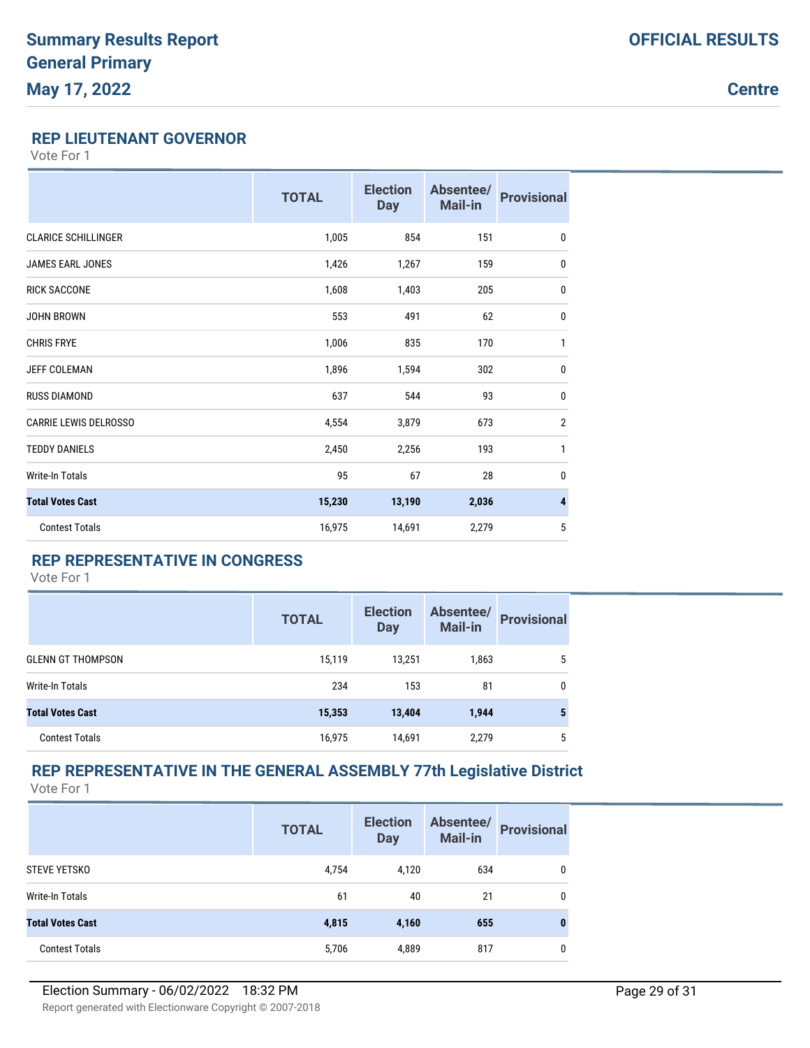# Summary Results Report
## General Primary
## May 17, 2022

**OFFICIAL RESULTS**

**Centre**

### REP LIEUTENANT GOVERNOR

Vote For 1

| | TOTAL | Election Day | Absentee/ Mail-in | Provisional |
|---|---|---|---|---|
| CLARICE SCHILLINGER | 1,005 | 854 | 151 | 0 |
| JAMES EARL JONES | 1,426 | 1,267 | 159 | 0 |
| RICK SACCONE | 1,608 | 1,403 | 205 | 0 |
| JOHN BROWN | 553 | 491 | 62 | 0 |
| CHRIS FRYE | 1,006 | 835 | 170 | 1 |
| JEFF COLEMAN | 1,896 | 1,594 | 302 | 0 |
| RUSS DIAMOND | 637 | 544 | 93 | 0 |
| CARRIE LEWIS DELROSSO | 4,554 | 3,879 | 673 | 2 |
| TEDDY DANIELS | 2,450 | 2,256 | 193 | 1 |
| Write-In Totals | 95 | 67 | 28 | 0 |
| **Total Votes Cast** | **15,230** | **13,190** | **2,036** | **4** |
| Contest Totals | 16,975 | 14,691 | 2,279 | 5 |

### REP REPRESENTATIVE IN CONGRESS

Vote For 1

| | TOTAL | Election Day | Absentee/ Mail-in | Provisional |
|---|---|---|---|---|
| GLENN GT THOMPSON | 15,119 | 13,251 | 1,863 | 5 |
| Write-In Totals | 234 | 153 | 81 | 0 |
| **Total Votes Cast** | **15,353** | **13,404** | **1,944** | **5** |
| Contest Totals | 16,975 | 14,691 | 2,279 | 5 |

### REP REPRESENTATIVE IN THE GENERAL ASSEMBLY 77th Legislative District

Vote For 1

| | TOTAL | Election Day | Absentee/ Mail-in | Provisional |
|---|---|---|---|---|
| STEVE YETSKO | 4,754 | 4,120 | 634 | 0 |
| Write-In Totals | 61 | 40 | 21 | 0 |
| **Total Votes Cast** | **4,815** | **4,160** | **655** | **0** |
| Contest Totals | 5,706 | 4,889 | 817 | 0 |

Election Summary - 06/02/2022 18:32 PM

Report generated with Electionware Copyright © 2007-2018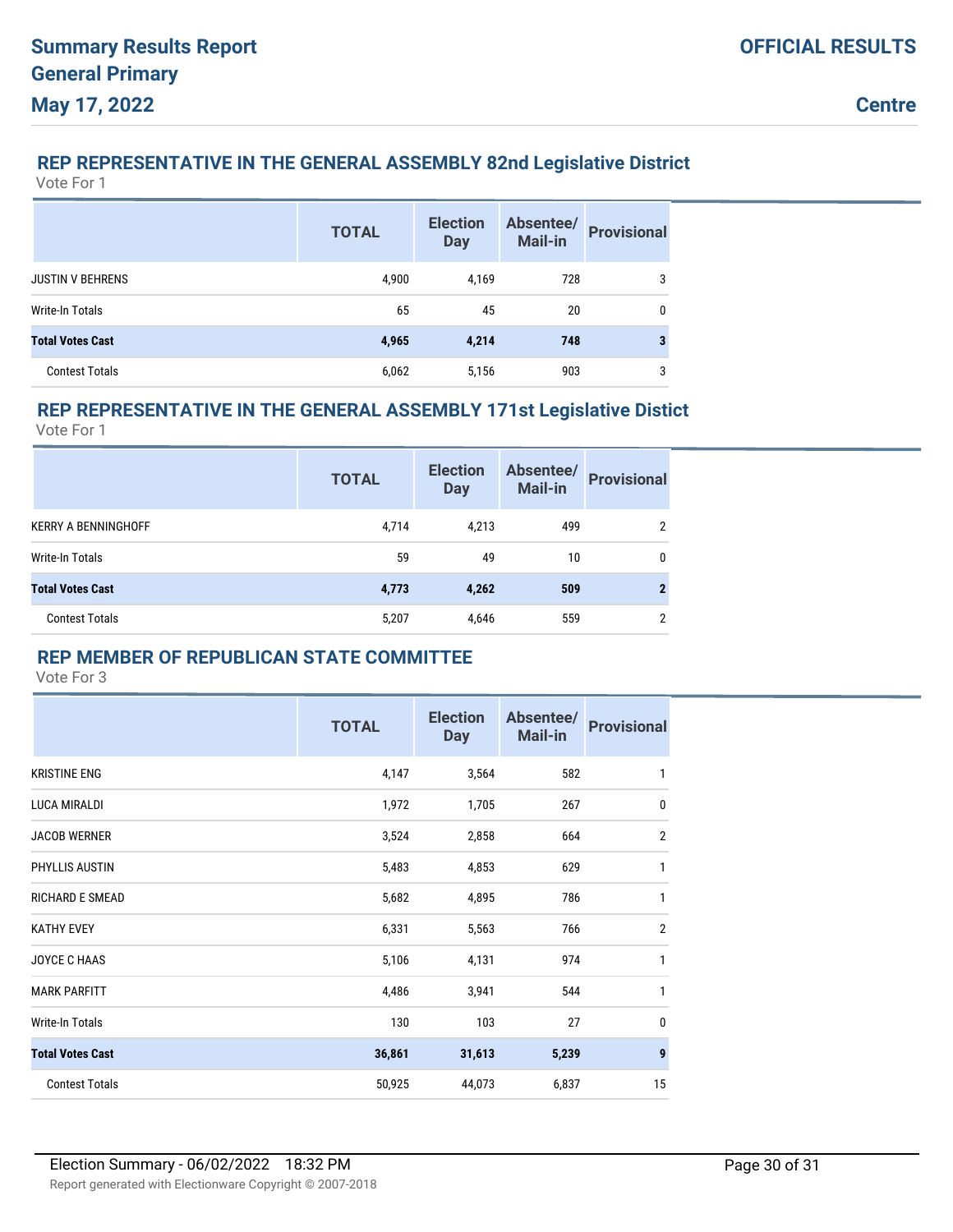## REP REPRESENTATIVE IN THE GENERAL ASSEMBLY 82nd Legislative District

Vote For 1

| | TOTAL | Election Day | Absentee/ Mail-in | Provisional |
|---|---|---|---|---|
| JUSTIN V BEHRENS | 4,900 | 4,169 | 728 | 3 |
| Write-In Totals | 65 | 45 | 20 | 0 |
| **Total Votes Cast** | **4,965** | **4,214** | **748** | **3** |
| Contest Totals | 6,062 | 5,156 | 903 | 3 |

## REP REPRESENTATIVE IN THE GENERAL ASSEMBLY 171st Legislative Distict

Vote For 1

| | TOTAL | Election Day | Absentee/ Mail-in | Provisional |
|---|---|---|---|---|
| KERRY A BENNINGHOFF | 4,714 | 4,213 | 499 | 2 |
| Write-In Totals | 59 | 49 | 10 | 0 |
| **Total Votes Cast** | **4,773** | **4,262** | **509** | **2** |
| Contest Totals | 5,207 | 4,646 | 559 | 2 |

## REP MEMBER OF REPUBLICAN STATE COMMITTEE

Vote For 3

| | TOTAL | Election Day | Absentee/ Mail-in | Provisional |
|---|---|---|---|---|
| KRISTINE ENG | 4,147 | 3,564 | 582 | 1 |
| LUCA MIRALDI | 1,972 | 1,705 | 267 | 0 |
| JACOB WERNER | 3,524 | 2,858 | 664 | 2 |
| PHYLLIS AUSTIN | 5,483 | 4,853 | 629 | 1 |
| RICHARD E SMEAD | 5,682 | 4,895 | 786 | 1 |
| KATHY EVEY | 6,331 | 5,563 | 766 | 2 |
| JOYCE C HAAS | 5,106 | 4,131 | 974 | 1 |
| MARK PARFITT | 4,486 | 3,941 | 544 | 1 |
| Write-In Totals | 130 | 103 | 27 | 0 |
| **Total Votes Cast** | **36,861** | **31,613** | **5,239** | **9** |
| Contest Totals | 50,925 | 44,073 | 6,837 | 15 |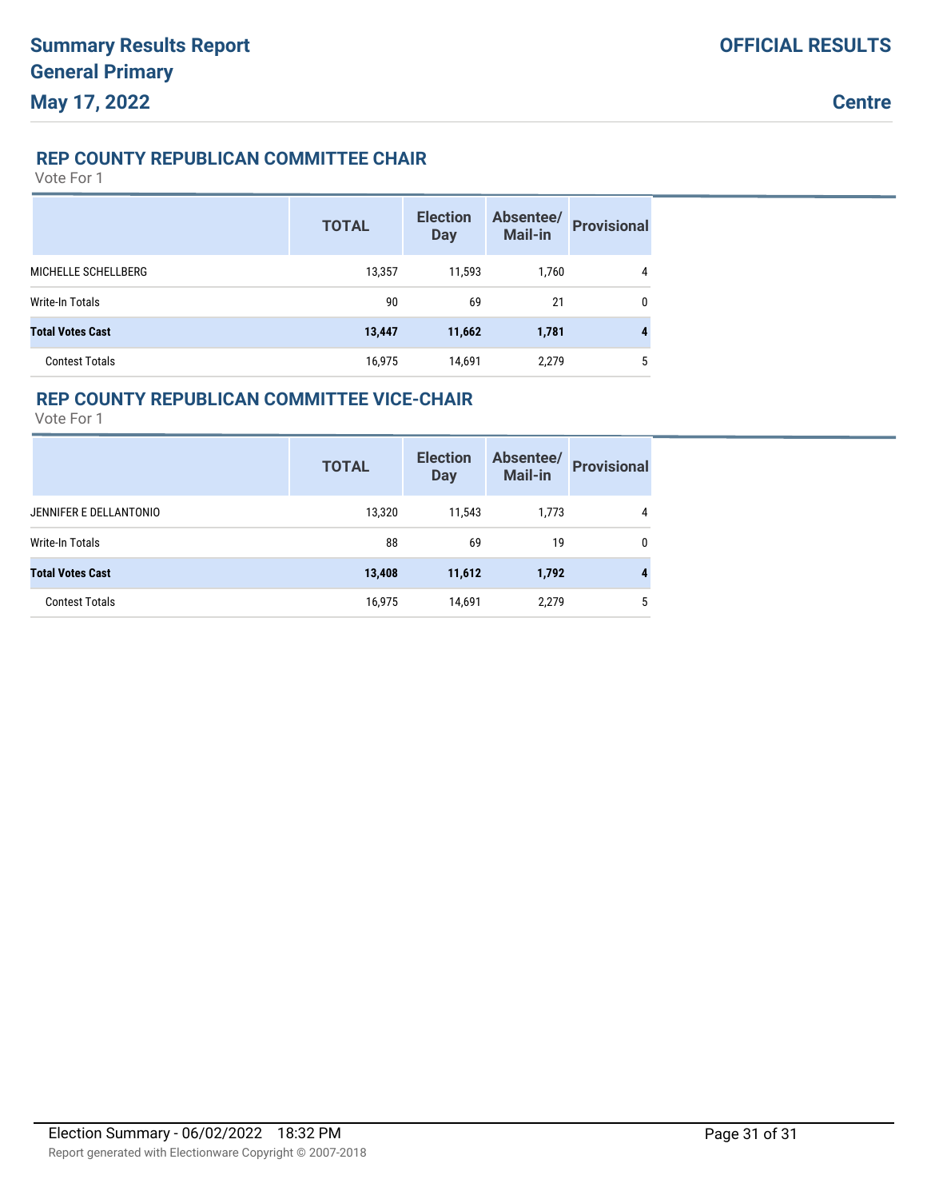## REP COUNTY REPUBLICAN COMMITTEE CHAIR

Vote For 1

| | TOTAL | Election Day | Absentee/ Mail-in | Provisional |
|---|---|---|---|---|
| MICHELLE SCHELLBERG | 13,357 | 11,593 | 1,760 | 4 |
| Write-In Totals | 90 | 69 | 21 | 0 |
| **Total Votes Cast** | **13,447** | **11,662** | **1,781** | **4** |
| Contest Totals | 16,975 | 14,691 | 2,279 | 5 |

## REP COUNTY REPUBLICAN COMMITTEE VICE-CHAIR

Vote For 1

| | TOTAL | Election Day | Absentee/ Mail-in | Provisional |
|---|---|---|---|---|
| JENNIFER E DELLANTONIO | 13,320 | 11,543 | 1,773 | 4 |
| Write-In Totals | 88 | 69 | 19 | 0 |
| **Total Votes Cast** | **13,408** | **11,612** | **1,792** | **4** |
| Contest Totals | 16,975 | 14,691 | 2,279 | 5 |